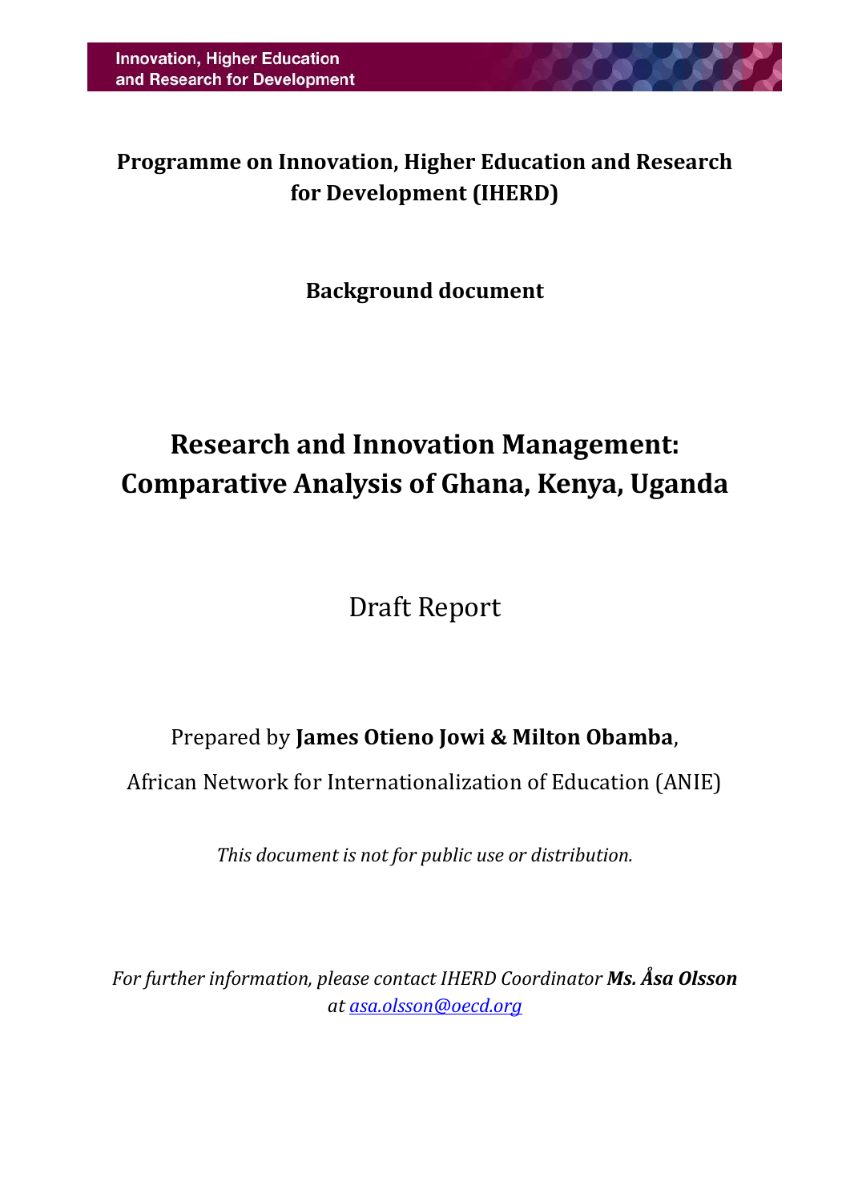Innovation, Higher Education and Research for Development

**Programme on Innovation, Higher Education and Research for Development (IHERD)**

**Background document**

# Research and Innovation Management: Comparative Analysis of Ghana, Kenya, Uganda

Draft Report

Prepared by **James Otieno Jowi & Milton Obamba**,

African Network for Internationalization of Education (ANIE)

*This document is not for public use or distribution.*

*For further information, please contact IHERD Coordinator **Ms. Åsa Olsson** at [asa.olsson@oecd.org](mailto:asa.olsson@oecd.org)*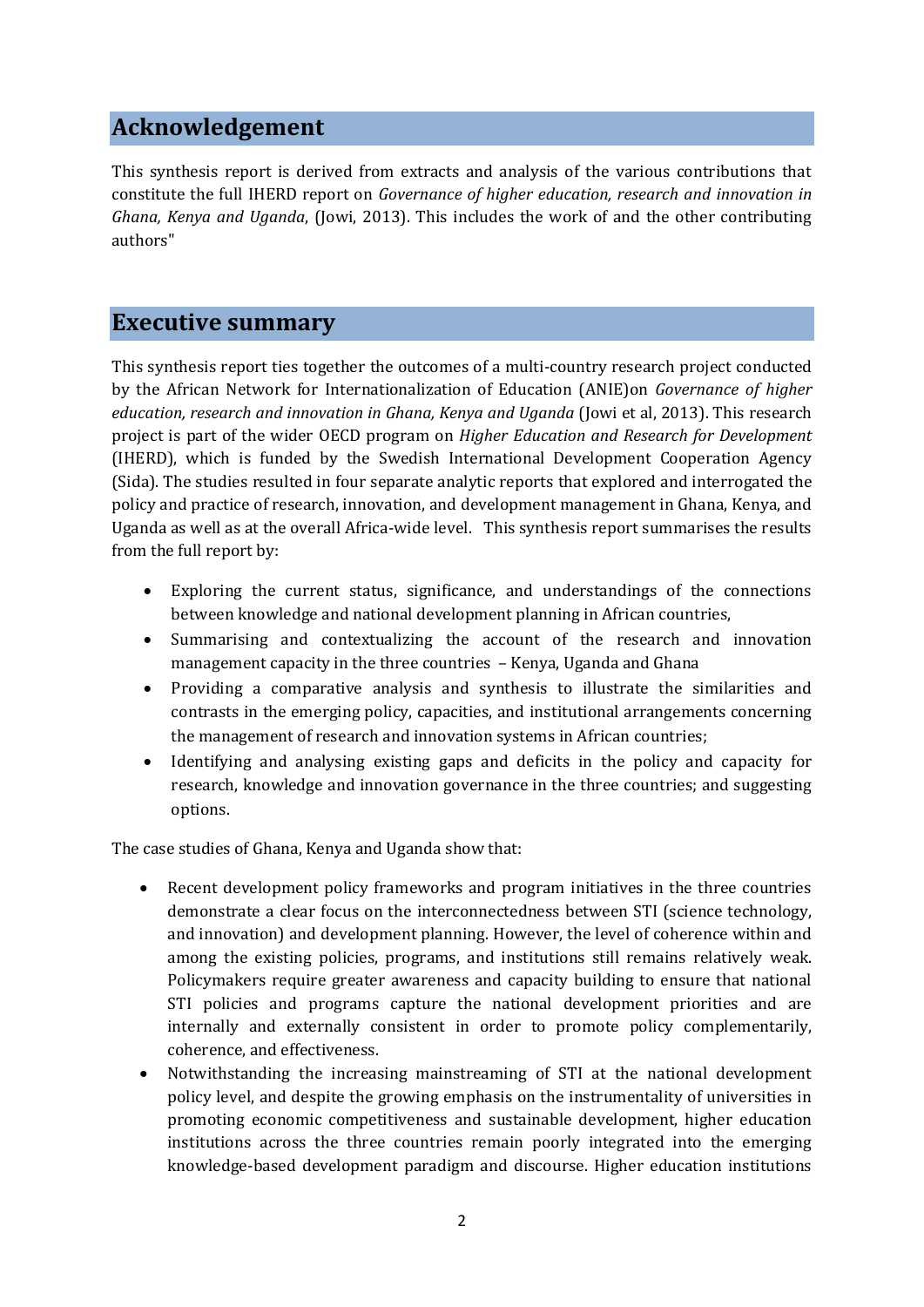## Acknowledgement

This synthesis report is derived from extracts and analysis of the various contributions that constitute the full IHERD report on *Governance of higher education, research and innovation in Ghana, Kenya and Uganda*, (Jowi, 2013). This includes the work of and the other contributing authors"

## Executive summary

This synthesis report ties together the outcomes of a multi-country research project conducted by the African Network for Internationalization of Education (ANIE)on *Governance of higher education, research and innovation in Ghana, Kenya and Uganda* (Jowi et al, 2013). This research project is part of the wider OECD program on *Higher Education and Research for Development* (IHERD), which is funded by the Swedish International Development Cooperation Agency (Sida). The studies resulted in four separate analytic reports that explored and interrogated the policy and practice of research, innovation, and development management in Ghana, Kenya, and Uganda as well as at the overall Africa-wide level. This synthesis report summarises the results from the full report by:

- Exploring the current status, significance, and understandings of the connections between knowledge and national development planning in African countries,
- Summarising and contextualizing the account of the research and innovation management capacity in the three countries – Kenya, Uganda and Ghana
- Providing a comparative analysis and synthesis to illustrate the similarities and contrasts in the emerging policy, capacities, and institutional arrangements concerning the management of research and innovation systems in African countries;
- Identifying and analysing existing gaps and deficits in the policy and capacity for research, knowledge and innovation governance in the three countries; and suggesting options.

The case studies of Ghana, Kenya and Uganda show that:

- Recent development policy frameworks and program initiatives in the three countries demonstrate a clear focus on the interconnectedness between STI (science technology, and innovation) and development planning. However, the level of coherence within and among the existing policies, programs, and institutions still remains relatively weak. Policymakers require greater awareness and capacity building to ensure that national STI policies and programs capture the national development priorities and are internally and externally consistent in order to promote policy complementarily, coherence, and effectiveness.
- Notwithstanding the increasing mainstreaming of STI at the national development policy level, and despite the growing emphasis on the instrumentality of universities in promoting economic competitiveness and sustainable development, higher education institutions across the three countries remain poorly integrated into the emerging knowledge-based development paradigm and discourse. Higher education institutions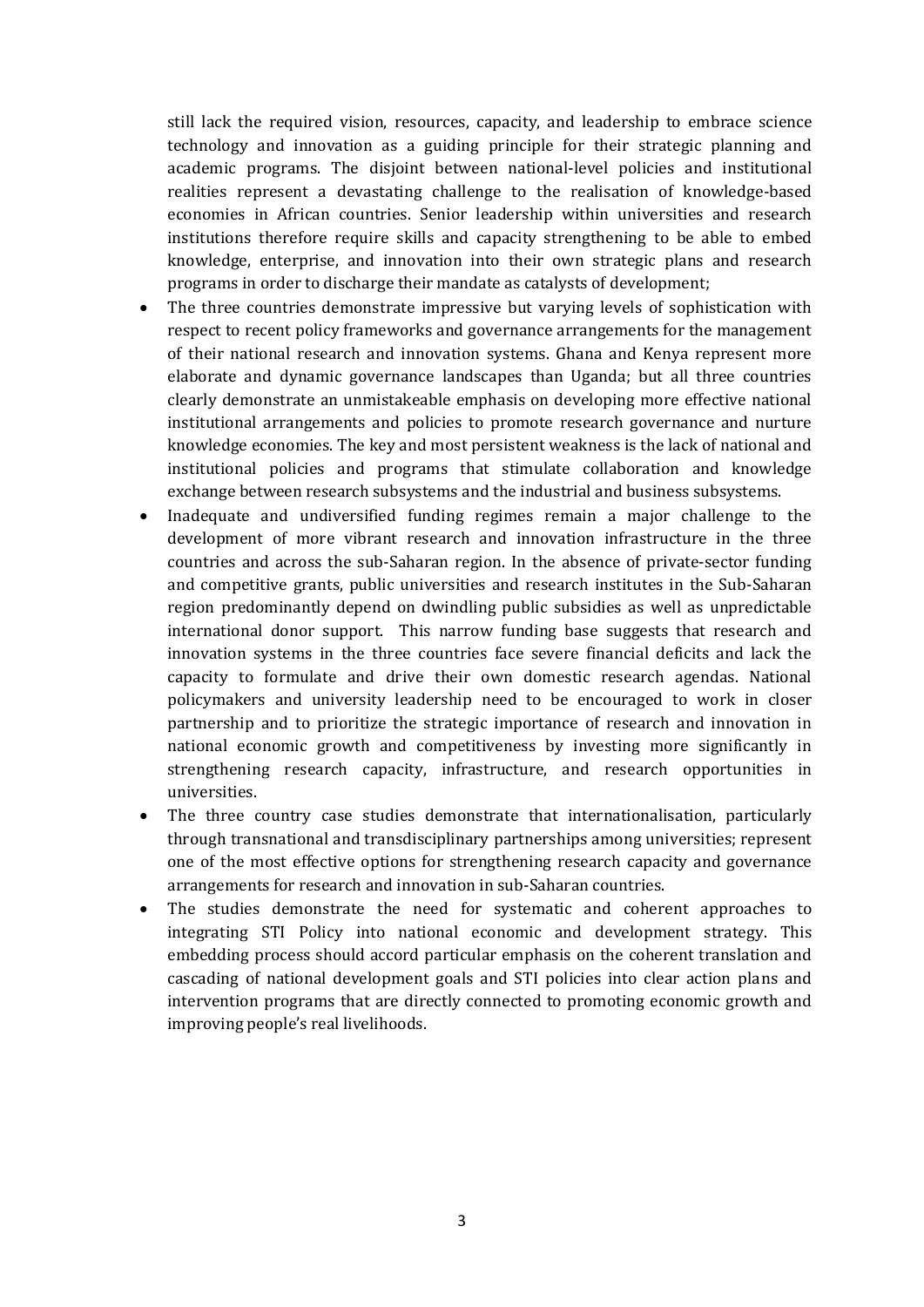still lack the required vision, resources, capacity, and leadership to embrace science technology and innovation as a guiding principle for their strategic planning and academic programs. The disjoint between national-level policies and institutional realities represent a devastating challenge to the realisation of knowledge-based economies in African countries. Senior leadership within universities and research institutions therefore require skills and capacity strengthening to be able to embed knowledge, enterprise, and innovation into their own strategic plans and research programs in order to discharge their mandate as catalysts of development;

- The three countries demonstrate impressive but varying levels of sophistication with respect to recent policy frameworks and governance arrangements for the management of their national research and innovation systems. Ghana and Kenya represent more elaborate and dynamic governance landscapes than Uganda; but all three countries clearly demonstrate an unmistakeable emphasis on developing more effective national institutional arrangements and policies to promote research governance and nurture knowledge economies. The key and most persistent weakness is the lack of national and institutional policies and programs that stimulate collaboration and knowledge exchange between research subsystems and the industrial and business subsystems.
- Inadequate and undiversified funding regimes remain a major challenge to the development of more vibrant research and innovation infrastructure in the three countries and across the sub-Saharan region. In the absence of private-sector funding and competitive grants, public universities and research institutes in the Sub-Saharan region predominantly depend on dwindling public subsidies as well as unpredictable international donor support. This narrow funding base suggests that research and innovation systems in the three countries face severe financial deficits and lack the capacity to formulate and drive their own domestic research agendas. National policymakers and university leadership need to be encouraged to work in closer partnership and to prioritize the strategic importance of research and innovation in national economic growth and competitiveness by investing more significantly in strengthening research capacity, infrastructure, and research opportunities in universities.
- The three country case studies demonstrate that internationalisation, particularly through transnational and transdisciplinary partnerships among universities; represent one of the most effective options for strengthening research capacity and governance arrangements for research and innovation in sub-Saharan countries.
- The studies demonstrate the need for systematic and coherent approaches to integrating STI Policy into national economic and development strategy. This embedding process should accord particular emphasis on the coherent translation and cascading of national development goals and STI policies into clear action plans and intervention programs that are directly connected to promoting economic growth and improving people's real livelihoods.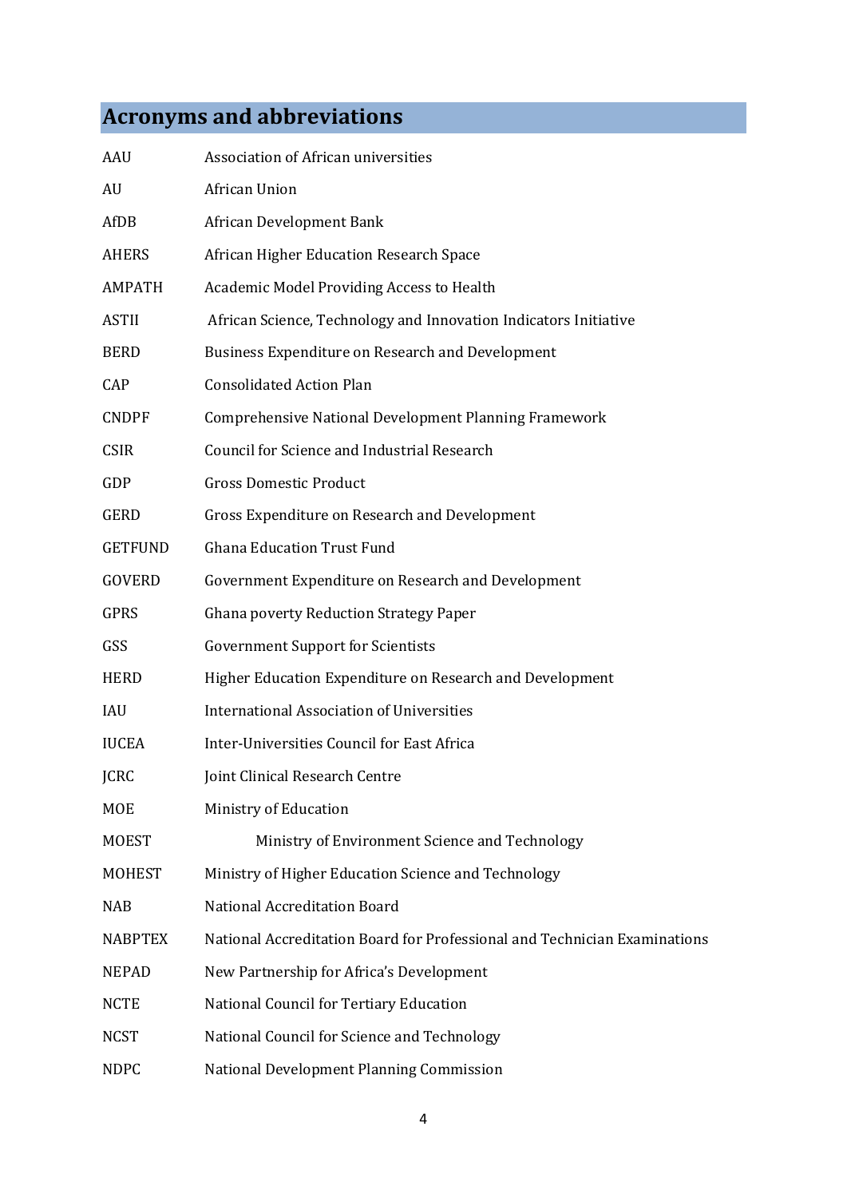## Acronyms and abbreviations

| | |
|---|---|
| AAU | Association of African universities |
| AU | African Union |
| AfDB | African Development Bank |
| AHERS | African Higher Education Research Space |
| AMPATH | Academic Model Providing Access to Health |
| ASTII | African Science, Technology and Innovation Indicators Initiative |
| BERD | Business Expenditure on Research and Development |
| CAP | Consolidated Action Plan |
| CNDPF | Comprehensive National Development Planning Framework |
| CSIR | Council for Science and Industrial Research |
| GDP | Gross Domestic Product |
| GERD | Gross Expenditure on Research and Development |
| GETFUND | Ghana Education Trust Fund |
| GOVERD | Government Expenditure on Research and Development |
| GPRS | Ghana poverty Reduction Strategy Paper |
| GSS | Government Support for Scientists |
| HERD | Higher Education Expenditure on Research and Development |
| IAU | International Association of Universities |
| IUCEA | Inter-Universities Council for East Africa |
| JCRC | Joint Clinical Research Centre |
| MOE | Ministry of Education |
| MOEST | Ministry of Environment Science and Technology |
| MOHEST | Ministry of Higher Education Science and Technology |
| NAB | National Accreditation Board |
| NABPTEX | National Accreditation Board for Professional and Technician Examinations |
| NEPAD | New Partnership for Africa's Development |
| NCTE | National Council for Tertiary Education |
| NCST | National Council for Science and Technology |
| NDPC | National Development Planning Commission |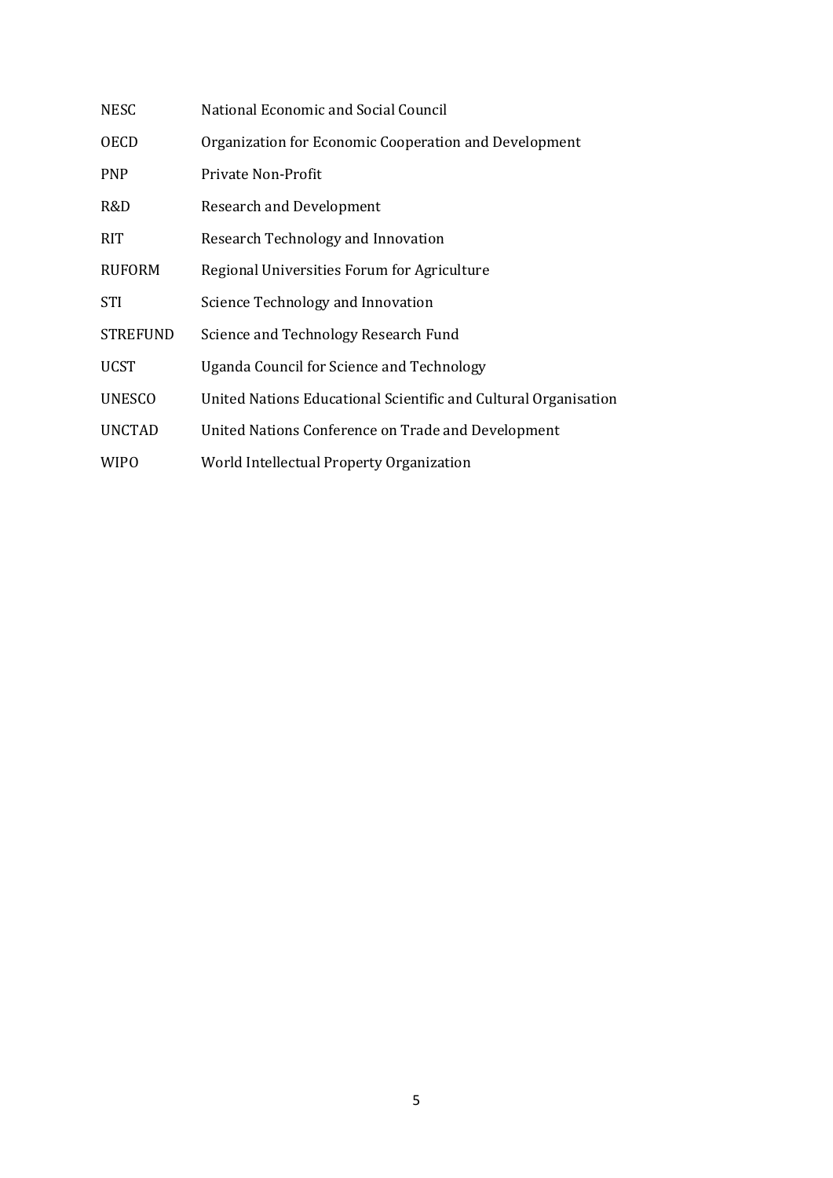| | |
|---|---|
| NESC | National Economic and Social Council |
| OECD | Organization for Economic Cooperation and Development |
| PNP | Private Non-Profit |
| R&D | Research and Development |
| RIT | Research Technology and Innovation |
| RUFORM | Regional Universities Forum for Agriculture |
| STI | Science Technology and Innovation |
| STREFUND | Science and Technology Research Fund |
| UCST | Uganda Council for Science and Technology |
| UNESCO | United Nations Educational Scientific and Cultural Organisation |
| UNCTAD | United Nations Conference on Trade and Development |
| WIPO | World Intellectual Property Organization |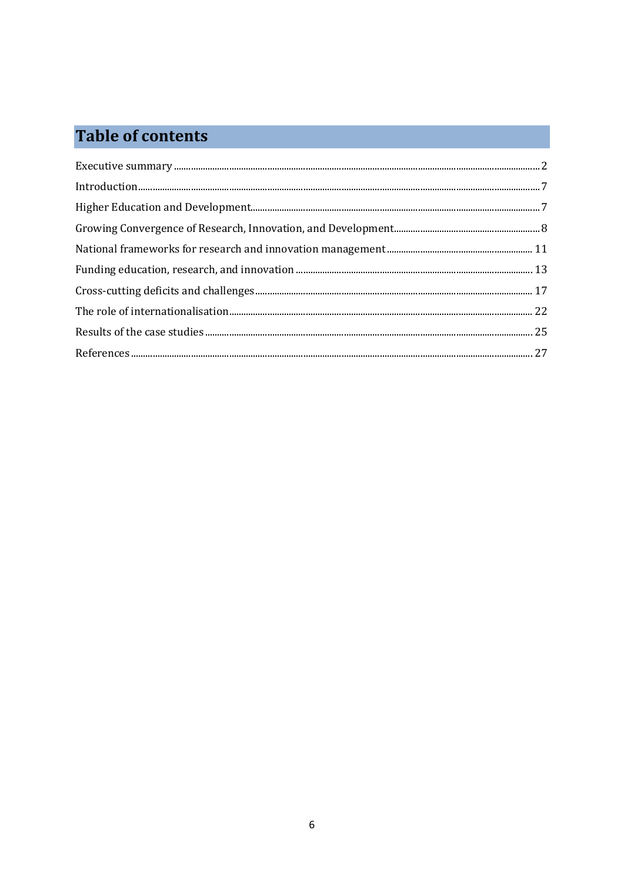# Table of contents

Executive summary ..... 2

Introduction ..... 7

Higher Education and Development ..... 7

Growing Convergence of Research, Innovation, and Development ..... 8

National frameworks for research and innovation management ..... 11

Funding education, research, and innovation ..... 13

Cross-cutting deficits and challenges ..... 17

The role of internationalisation ..... 22

Results of the case studies ..... 25

References ..... 27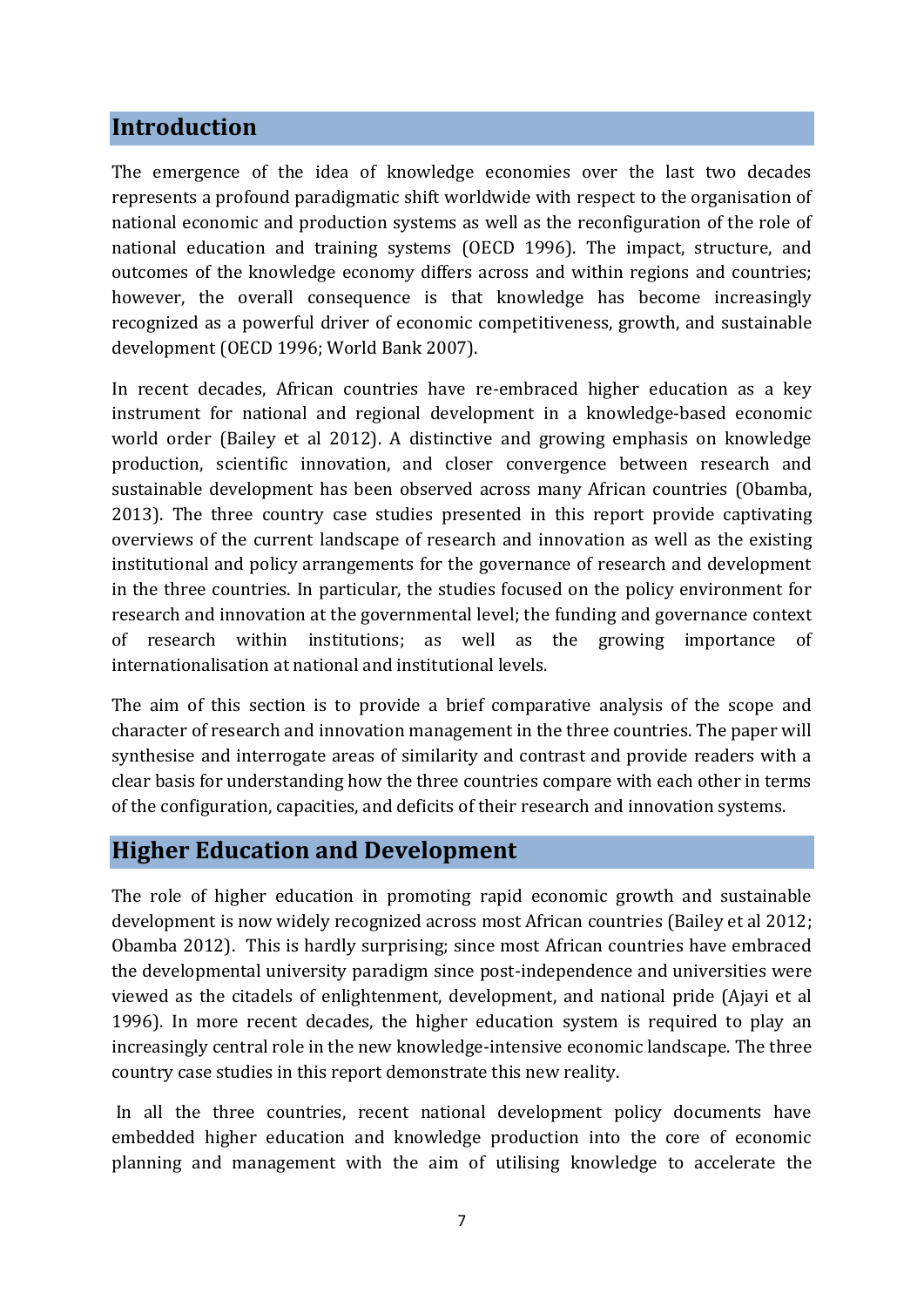## Introduction

The emergence of the idea of knowledge economies over the last two decades represents a profound paradigmatic shift worldwide with respect to the organisation of national economic and production systems as well as the reconfiguration of the role of national education and training systems (OECD 1996). The impact, structure, and outcomes of the knowledge economy differs across and within regions and countries; however, the overall consequence is that knowledge has become increasingly recognized as a powerful driver of economic competitiveness, growth, and sustainable development (OECD 1996; World Bank 2007).

In recent decades, African countries have re-embraced higher education as a key instrument for national and regional development in a knowledge-based economic world order (Bailey et al 2012). A distinctive and growing emphasis on knowledge production, scientific innovation, and closer convergence between research and sustainable development has been observed across many African countries (Obamba, 2013). The three country case studies presented in this report provide captivating overviews of the current landscape of research and innovation as well as the existing institutional and policy arrangements for the governance of research and development in the three countries. In particular, the studies focused on the policy environment for research and innovation at the governmental level; the funding and governance context of research within institutions; as well as the growing importance of internationalisation at national and institutional levels.

The aim of this section is to provide a brief comparative analysis of the scope and character of research and innovation management in the three countries. The paper will synthesise and interrogate areas of similarity and contrast and provide readers with a clear basis for understanding how the three countries compare with each other in terms of the configuration, capacities, and deficits of their research and innovation systems.

## Higher Education and Development

The role of higher education in promoting rapid economic growth and sustainable development is now widely recognized across most African countries (Bailey et al 2012; Obamba 2012). This is hardly surprising; since most African countries have embraced the developmental university paradigm since post-independence and universities were viewed as the citadels of enlightenment, development, and national pride (Ajayi et al 1996). In more recent decades, the higher education system is required to play an increasingly central role in the new knowledge-intensive economic landscape. The three country case studies in this report demonstrate this new reality.

In all the three countries, recent national development policy documents have embedded higher education and knowledge production into the core of economic planning and management with the aim of utilising knowledge to accelerate the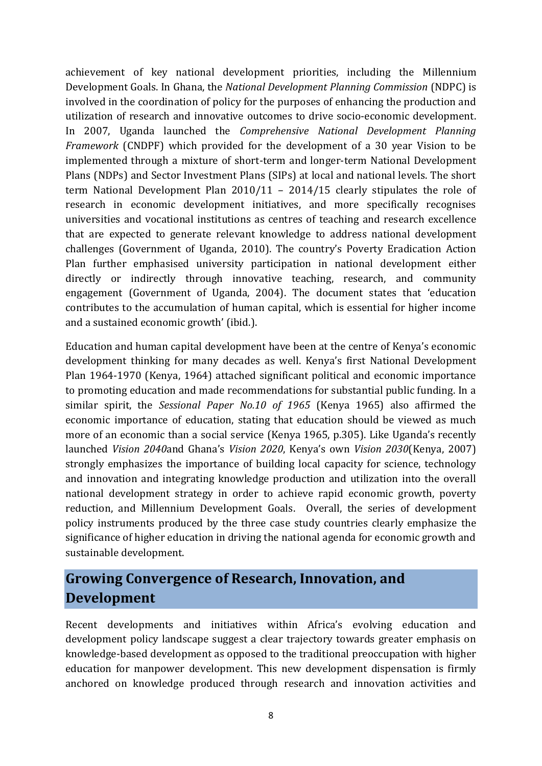achievement of key national development priorities, including the Millennium Development Goals. In Ghana, the *National Development Planning Commission* (NDPC) is involved in the coordination of policy for the purposes of enhancing the production and utilization of research and innovative outcomes to drive socio-economic development. In 2007, Uganda launched the *Comprehensive National Development Planning Framework* (CNDPF) which provided for the development of a 30 year Vision to be implemented through a mixture of short-term and longer-term National Development Plans (NDPs) and Sector Investment Plans (SIPs) at local and national levels. The short term National Development Plan 2010/11 – 2014/15 clearly stipulates the role of research in economic development initiatives, and more specifically recognises universities and vocational institutions as centres of teaching and research excellence that are expected to generate relevant knowledge to address national development challenges (Government of Uganda, 2010). The country's Poverty Eradication Action Plan further emphasised university participation in national development either directly or indirectly through innovative teaching, research, and community engagement (Government of Uganda, 2004). The document states that 'education contributes to the accumulation of human capital, which is essential for higher income and a sustained economic growth' (ibid.).

Education and human capital development have been at the centre of Kenya's economic development thinking for many decades as well. Kenya's first National Development Plan 1964-1970 (Kenya, 1964) attached significant political and economic importance to promoting education and made recommendations for substantial public funding. In a similar spirit, the *Sessional Paper No.10 of 1965* (Kenya 1965) also affirmed the economic importance of education, stating that education should be viewed as much more of an economic than a social service (Kenya 1965, p.305). Like Uganda's recently launched *Vision 2040*and Ghana's *Vision 2020*, Kenya's own *Vision 2030*(Kenya, 2007) strongly emphasizes the importance of building local capacity for science, technology and innovation and integrating knowledge production and utilization into the overall national development strategy in order to achieve rapid economic growth, poverty reduction, and Millennium Development Goals. Overall, the series of development policy instruments produced by the three case study countries clearly emphasize the significance of higher education in driving the national agenda for economic growth and sustainable development.

## Growing Convergence of Research, Innovation, and Development

Recent developments and initiatives within Africa's evolving education and development policy landscape suggest a clear trajectory towards greater emphasis on knowledge-based development as opposed to the traditional preoccupation with higher education for manpower development. This new development dispensation is firmly anchored on knowledge produced through research and innovation activities and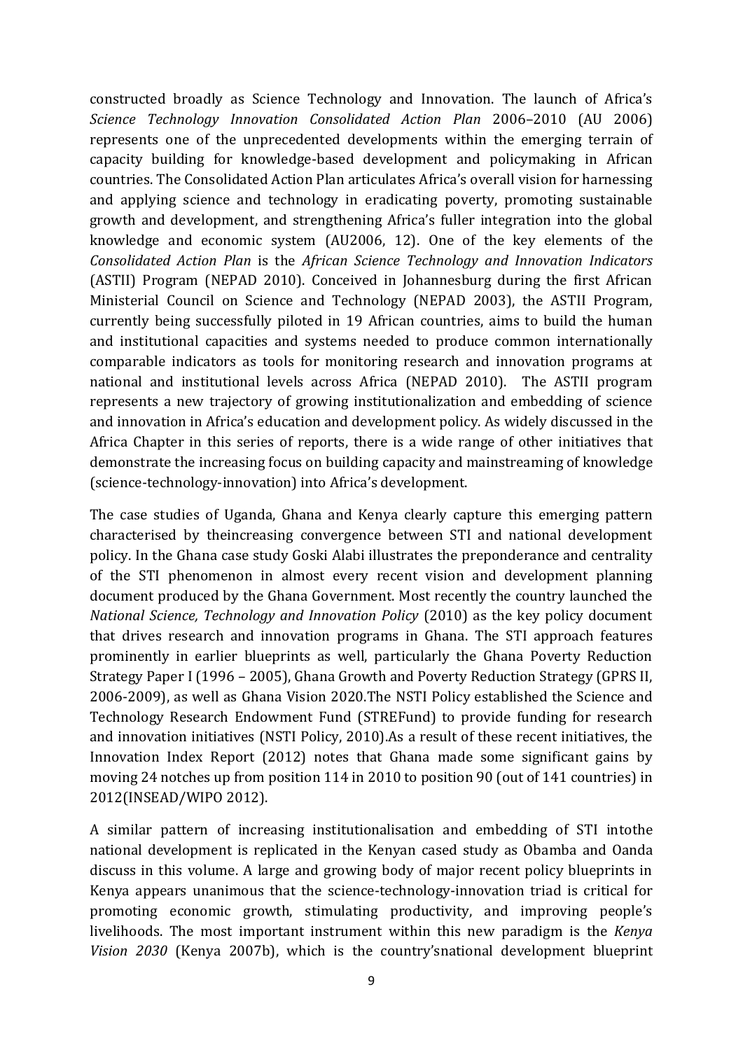constructed broadly as Science Technology and Innovation. The launch of Africa's *Science Technology Innovation Consolidated Action Plan* 2006–2010 (AU 2006) represents one of the unprecedented developments within the emerging terrain of capacity building for knowledge-based development and policymaking in African countries. The Consolidated Action Plan articulates Africa's overall vision for harnessing and applying science and technology in eradicating poverty, promoting sustainable growth and development, and strengthening Africa's fuller integration into the global knowledge and economic system (AU2006, 12). One of the key elements of the *Consolidated Action Plan* is the *African Science Technology and Innovation Indicators* (ASTII) Program (NEPAD 2010). Conceived in Johannesburg during the first African Ministerial Council on Science and Technology (NEPAD 2003), the ASTII Program, currently being successfully piloted in 19 African countries, aims to build the human and institutional capacities and systems needed to produce common internationally comparable indicators as tools for monitoring research and innovation programs at national and institutional levels across Africa (NEPAD 2010). The ASTII program represents a new trajectory of growing institutionalization and embedding of science and innovation in Africa's education and development policy. As widely discussed in the Africa Chapter in this series of reports, there is a wide range of other initiatives that demonstrate the increasing focus on building capacity and mainstreaming of knowledge (science-technology-innovation) into Africa's development.

The case studies of Uganda, Ghana and Kenya clearly capture this emerging pattern characterised by theincreasing convergence between STI and national development policy. In the Ghana case study Goski Alabi illustrates the preponderance and centrality of the STI phenomenon in almost every recent vision and development planning document produced by the Ghana Government. Most recently the country launched the *National Science, Technology and Innovation Policy* (2010) as the key policy document that drives research and innovation programs in Ghana. The STI approach features prominently in earlier blueprints as well, particularly the Ghana Poverty Reduction Strategy Paper I (1996 – 2005), Ghana Growth and Poverty Reduction Strategy (GPRS II, 2006-2009), as well as Ghana Vision 2020.The NSTI Policy established the Science and Technology Research Endowment Fund (STREFund) to provide funding for research and innovation initiatives (NSTI Policy, 2010).As a result of these recent initiatives, the Innovation Index Report (2012) notes that Ghana made some significant gains by moving 24 notches up from position 114 in 2010 to position 90 (out of 141 countries) in 2012(INSEAD/WIPO 2012).

A similar pattern of increasing institutionalisation and embedding of STI intothe national development is replicated in the Kenyan cased study as Obamba and Oanda discuss in this volume. A large and growing body of major recent policy blueprints in Kenya appears unanimous that the science-technology-innovation triad is critical for promoting economic growth, stimulating productivity, and improving people's livelihoods. The most important instrument within this new paradigm is the *Kenya Vision 2030* (Kenya 2007b), which is the country'snational development blueprint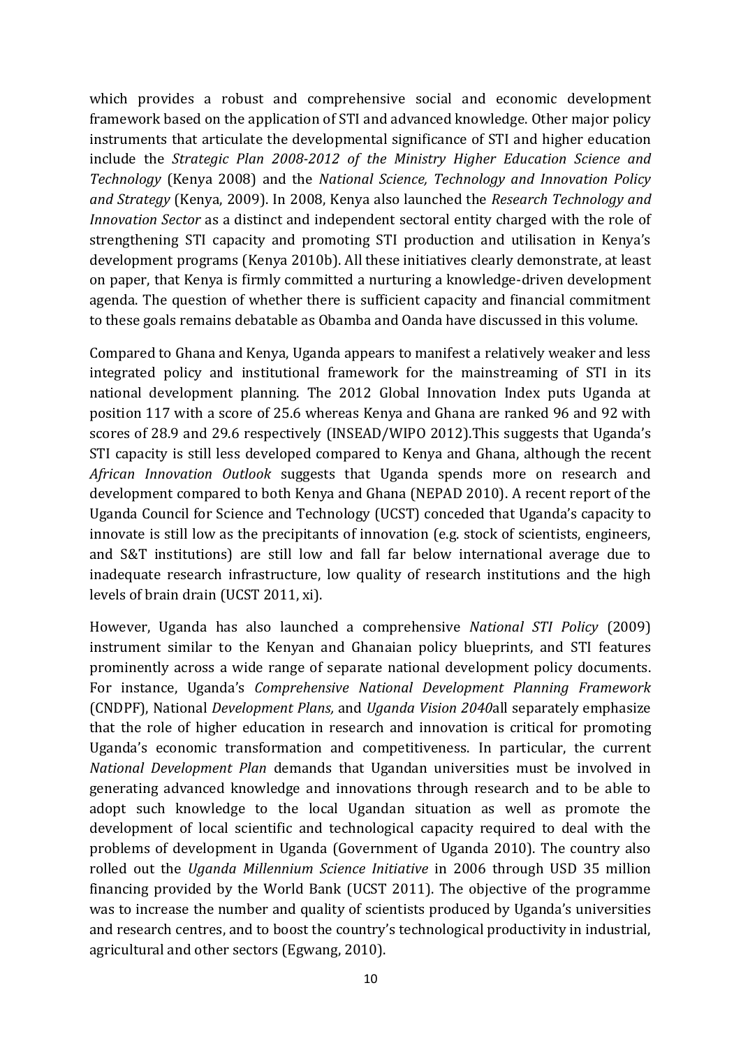which provides a robust and comprehensive social and economic development framework based on the application of STI and advanced knowledge. Other major policy instruments that articulate the developmental significance of STI and higher education include the *Strategic Plan 2008-2012 of the Ministry Higher Education Science and Technology* (Kenya 2008) and the *National Science, Technology and Innovation Policy and Strategy* (Kenya, 2009). In 2008, Kenya also launched the *Research Technology and Innovation Sector* as a distinct and independent sectoral entity charged with the role of strengthening STI capacity and promoting STI production and utilisation in Kenya's development programs (Kenya 2010b). All these initiatives clearly demonstrate, at least on paper, that Kenya is firmly committed a nurturing a knowledge-driven development agenda. The question of whether there is sufficient capacity and financial commitment to these goals remains debatable as Obamba and Oanda have discussed in this volume.

Compared to Ghana and Kenya, Uganda appears to manifest a relatively weaker and less integrated policy and institutional framework for the mainstreaming of STI in its national development planning. The 2012 Global Innovation Index puts Uganda at position 117 with a score of 25.6 whereas Kenya and Ghana are ranked 96 and 92 with scores of 28.9 and 29.6 respectively (INSEAD/WIPO 2012).This suggests that Uganda's STI capacity is still less developed compared to Kenya and Ghana, although the recent *African Innovation Outlook* suggests that Uganda spends more on research and development compared to both Kenya and Ghana (NEPAD 2010). A recent report of the Uganda Council for Science and Technology (UCST) conceded that Uganda's capacity to innovate is still low as the precipitants of innovation (e.g. stock of scientists, engineers, and S&T institutions) are still low and fall far below international average due to inadequate research infrastructure, low quality of research institutions and the high levels of brain drain (UCST 2011, xi).

However, Uganda has also launched a comprehensive *National STI Policy* (2009) instrument similar to the Kenyan and Ghanaian policy blueprints, and STI features prominently across a wide range of separate national development policy documents. For instance, Uganda's *Comprehensive National Development Planning Framework* (CNDPF), National *Development Plans,* and *Uganda Vision 2040*all separately emphasize that the role of higher education in research and innovation is critical for promoting Uganda's economic transformation and competitiveness. In particular, the current *National Development Plan* demands that Ugandan universities must be involved in generating advanced knowledge and innovations through research and to be able to adopt such knowledge to the local Ugandan situation as well as promote the development of local scientific and technological capacity required to deal with the problems of development in Uganda (Government of Uganda 2010). The country also rolled out the *Uganda Millennium Science Initiative* in 2006 through USD 35 million financing provided by the World Bank (UCST 2011). The objective of the programme was to increase the number and quality of scientists produced by Uganda's universities and research centres, and to boost the country's technological productivity in industrial, agricultural and other sectors (Egwang, 2010).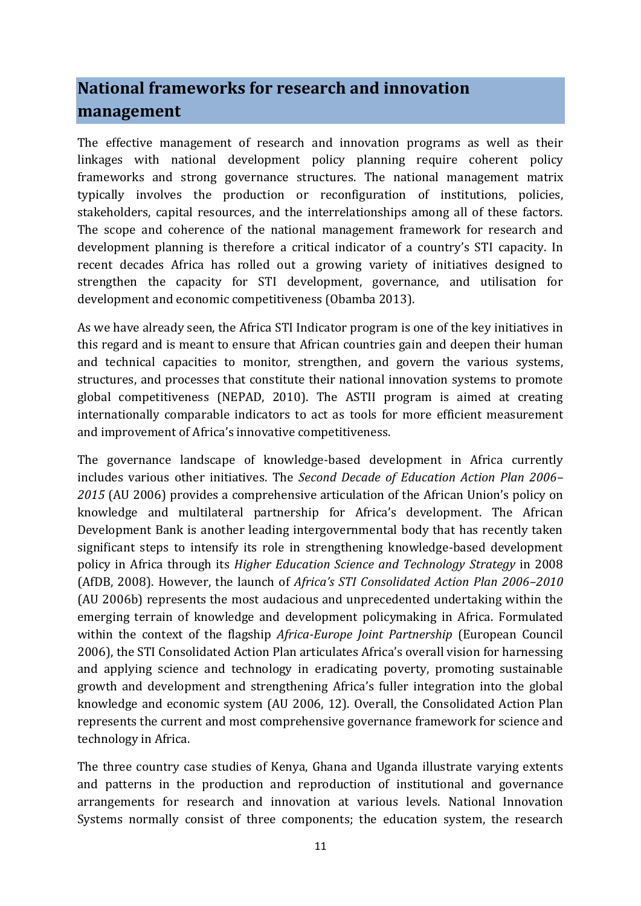## National frameworks for research and innovation management

The effective management of research and innovation programs as well as their linkages with national development policy planning require coherent policy frameworks and strong governance structures. The national management matrix typically involves the production or reconfiguration of institutions, policies, stakeholders, capital resources, and the interrelationships among all of these factors. The scope and coherence of the national management framework for research and development planning is therefore a critical indicator of a country's STI capacity. In recent decades Africa has rolled out a growing variety of initiatives designed to strengthen the capacity for STI development, governance, and utilisation for development and economic competitiveness (Obamba 2013).

As we have already seen, the Africa STI Indicator program is one of the key initiatives in this regard and is meant to ensure that African countries gain and deepen their human and technical capacities to monitor, strengthen, and govern the various systems, structures, and processes that constitute their national innovation systems to promote global competitiveness (NEPAD, 2010). The ASTII program is aimed at creating internationally comparable indicators to act as tools for more efficient measurement and improvement of Africa's innovative competitiveness.

The governance landscape of knowledge-based development in Africa currently includes various other initiatives. The *Second Decade of Education Action Plan 2006–2015* (AU 2006) provides a comprehensive articulation of the African Union's policy on knowledge and multilateral partnership for Africa's development. The African Development Bank is another leading intergovernmental body that has recently taken significant steps to intensify its role in strengthening knowledge-based development policy in Africa through its *Higher Education Science and Technology Strategy* in 2008 (AfDB, 2008). However, the launch of *Africa's STI Consolidated Action Plan 2006–2010* (AU 2006b) represents the most audacious and unprecedented undertaking within the emerging terrain of knowledge and development policymaking in Africa. Formulated within the context of the flagship *Africa-Europe Joint Partnership* (European Council 2006), the STI Consolidated Action Plan articulates Africa's overall vision for harnessing and applying science and technology in eradicating poverty, promoting sustainable growth and development and strengthening Africa's fuller integration into the global knowledge and economic system (AU 2006, 12). Overall, the Consolidated Action Plan represents the current and most comprehensive governance framework for science and technology in Africa.

The three country case studies of Kenya, Ghana and Uganda illustrate varying extents and patterns in the production and reproduction of institutional and governance arrangements for research and innovation at various levels. National Innovation Systems normally consist of three components; the education system, the research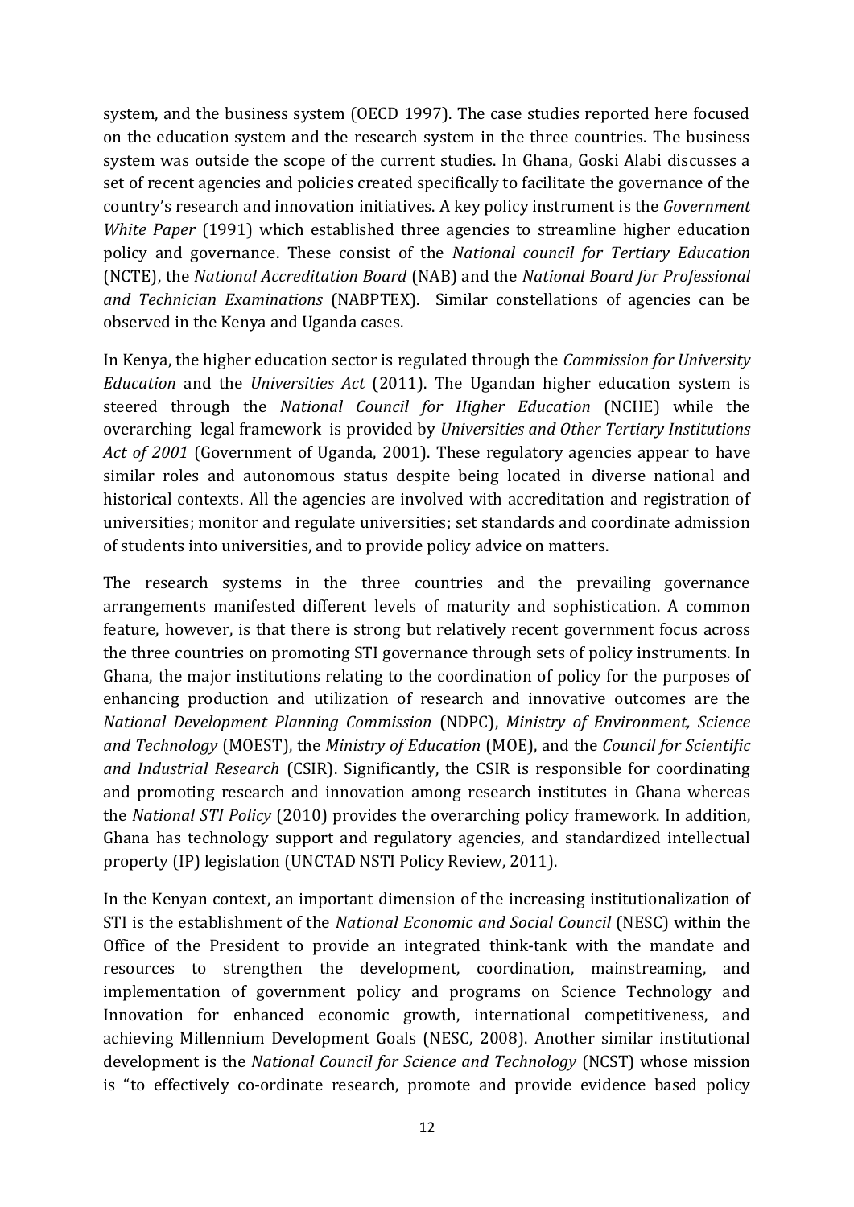system, and the business system (OECD 1997). The case studies reported here focused on the education system and the research system in the three countries. The business system was outside the scope of the current studies. In Ghana, Goski Alabi discusses a set of recent agencies and policies created specifically to facilitate the governance of the country's research and innovation initiatives. A key policy instrument is the *Government White Paper* (1991) which established three agencies to streamline higher education policy and governance. These consist of the *National council for Tertiary Education* (NCTE), the *National Accreditation Board* (NAB) and the *National Board for Professional and Technician Examinations* (NABPTEX). Similar constellations of agencies can be observed in the Kenya and Uganda cases.

In Kenya, the higher education sector is regulated through the *Commission for University Education* and the *Universities Act* (2011). The Ugandan higher education system is steered through the *National Council for Higher Education* (NCHE) while the overarching legal framework is provided by *Universities and Other Tertiary Institutions Act of 2001* (Government of Uganda, 2001). These regulatory agencies appear to have similar roles and autonomous status despite being located in diverse national and historical contexts. All the agencies are involved with accreditation and registration of universities; monitor and regulate universities; set standards and coordinate admission of students into universities, and to provide policy advice on matters.

The research systems in the three countries and the prevailing governance arrangements manifested different levels of maturity and sophistication. A common feature, however, is that there is strong but relatively recent government focus across the three countries on promoting STI governance through sets of policy instruments. In Ghana, the major institutions relating to the coordination of policy for the purposes of enhancing production and utilization of research and innovative outcomes are the *National Development Planning Commission* (NDPC), *Ministry of Environment, Science and Technology* (MOEST), the *Ministry of Education* (MOE), and the *Council for Scientific and Industrial Research* (CSIR). Significantly, the CSIR is responsible for coordinating and promoting research and innovation among research institutes in Ghana whereas the *National STI Policy* (2010) provides the overarching policy framework. In addition, Ghana has technology support and regulatory agencies, and standardized intellectual property (IP) legislation (UNCTAD NSTI Policy Review, 2011).

In the Kenyan context, an important dimension of the increasing institutionalization of STI is the establishment of the *National Economic and Social Council* (NESC) within the Office of the President to provide an integrated think-tank with the mandate and resources to strengthen the development, coordination, mainstreaming, and implementation of government policy and programs on Science Technology and Innovation for enhanced economic growth, international competitiveness, and achieving Millennium Development Goals (NESC, 2008). Another similar institutional development is the *National Council for Science and Technology* (NCST) whose mission is "to effectively co-ordinate research, promote and provide evidence based policy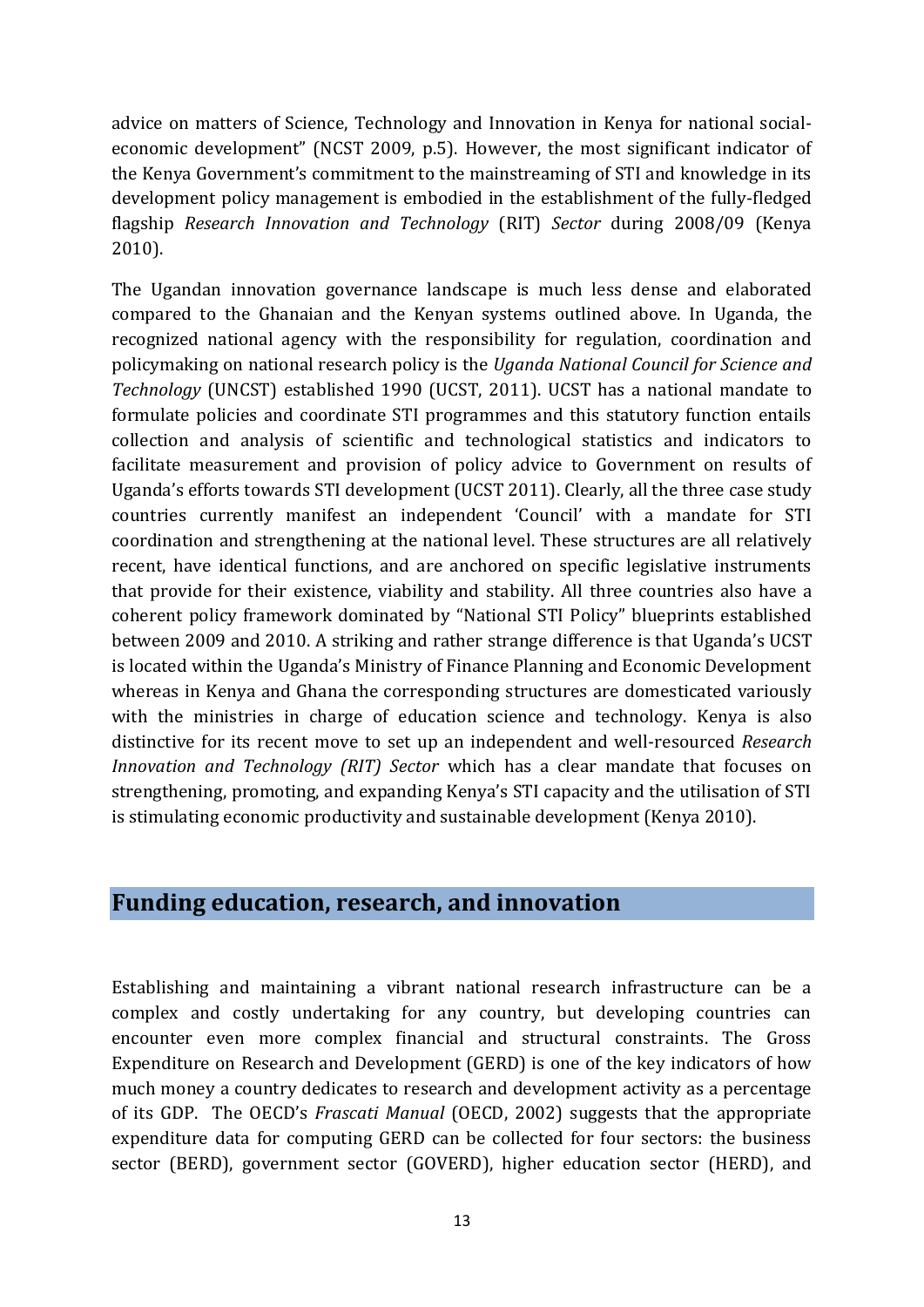advice on matters of Science, Technology and Innovation in Kenya for national social-economic development" (NCST 2009, p.5). However, the most significant indicator of the Kenya Government's commitment to the mainstreaming of STI and knowledge in its development policy management is embodied in the establishment of the fully-fledged flagship *Research Innovation and Technology* (RIT) *Sector* during 2008/09 (Kenya 2010).

The Ugandan innovation governance landscape is much less dense and elaborated compared to the Ghanaian and the Kenyan systems outlined above. In Uganda, the recognized national agency with the responsibility for regulation, coordination and policymaking on national research policy is the *Uganda National Council for Science and Technology* (UNCST) established 1990 (UCST, 2011). UCST has a national mandate to formulate policies and coordinate STI programmes and this statutory function entails collection and analysis of scientific and technological statistics and indicators to facilitate measurement and provision of policy advice to Government on results of Uganda's efforts towards STI development (UCST 2011). Clearly, all the three case study countries currently manifest an independent 'Council' with a mandate for STI coordination and strengthening at the national level. These structures are all relatively recent, have identical functions, and are anchored on specific legislative instruments that provide for their existence, viability and stability. All three countries also have a coherent policy framework dominated by "National STI Policy" blueprints established between 2009 and 2010. A striking and rather strange difference is that Uganda's UCST is located within the Uganda's Ministry of Finance Planning and Economic Development whereas in Kenya and Ghana the corresponding structures are domesticated variously with the ministries in charge of education science and technology. Kenya is also distinctive for its recent move to set up an independent and well-resourced *Research Innovation and Technology (RIT) Sector* which has a clear mandate that focuses on strengthening, promoting, and expanding Kenya's STI capacity and the utilisation of STI is stimulating economic productivity and sustainable development (Kenya 2010).

## Funding education, research, and innovation

Establishing and maintaining a vibrant national research infrastructure can be a complex and costly undertaking for any country, but developing countries can encounter even more complex financial and structural constraints. The Gross Expenditure on Research and Development (GERD) is one of the key indicators of how much money a country dedicates to research and development activity as a percentage of its GDP. The OECD's *Frascati Manual* (OECD, 2002) suggests that the appropriate expenditure data for computing GERD can be collected for four sectors: the business sector (BERD), government sector (GOVERD), higher education sector (HERD), and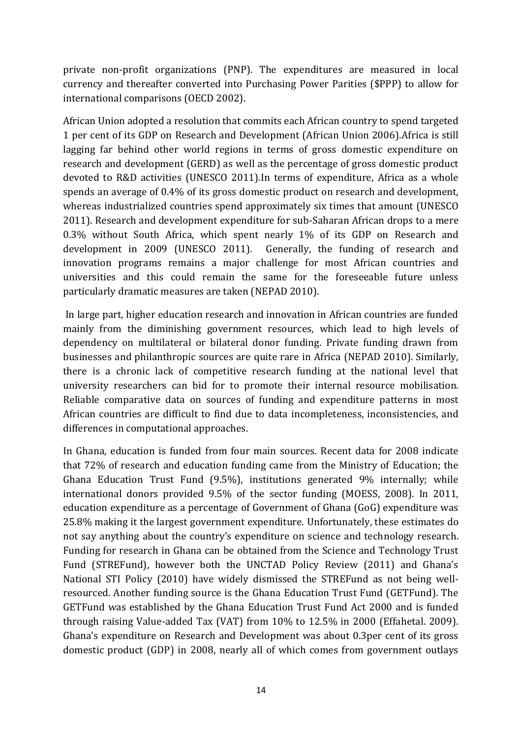private non-profit organizations (PNP). The expenditures are measured in local currency and thereafter converted into Purchasing Power Parities ($PPP) to allow for international comparisons (OECD 2002).

African Union adopted a resolution that commits each African country to spend targeted 1 per cent of its GDP on Research and Development (African Union 2006).Africa is still lagging far behind other world regions in terms of gross domestic expenditure on research and development (GERD) as well as the percentage of gross domestic product devoted to R&D activities (UNESCO 2011).In terms of expenditure, Africa as a whole spends an average of 0.4% of its gross domestic product on research and development, whereas industrialized countries spend approximately six times that amount (UNESCO 2011). Research and development expenditure for sub-Saharan African drops to a mere 0.3% without South Africa, which spent nearly 1% of its GDP on Research and development in 2009 (UNESCO 2011). Generally, the funding of research and innovation programs remains a major challenge for most African countries and universities and this could remain the same for the foreseeable future unless particularly dramatic measures are taken (NEPAD 2010).

In large part, higher education research and innovation in African countries are funded mainly from the diminishing government resources, which lead to high levels of dependency on multilateral or bilateral donor funding. Private funding drawn from businesses and philanthropic sources are quite rare in Africa (NEPAD 2010). Similarly, there is a chronic lack of competitive research funding at the national level that university researchers can bid for to promote their internal resource mobilisation. Reliable comparative data on sources of funding and expenditure patterns in most African countries are difficult to find due to data incompleteness, inconsistencies, and differences in computational approaches.

In Ghana, education is funded from four main sources. Recent data for 2008 indicate that 72% of research and education funding came from the Ministry of Education; the Ghana Education Trust Fund (9.5%), institutions generated 9% internally; while international donors provided 9.5% of the sector funding (MOESS, 2008). In 2011, education expenditure as a percentage of Government of Ghana (GoG) expenditure was 25.8% making it the largest government expenditure. Unfortunately, these estimates do not say anything about the country's expenditure on science and technology research. Funding for research in Ghana can be obtained from the Science and Technology Trust Fund (STREFund), however both the UNCTAD Policy Review (2011) and Ghana's National STI Policy (2010) have widely dismissed the STREFund as not being well-resourced. Another funding source is the Ghana Education Trust Fund (GETFund). The GETFund was established by the Ghana Education Trust Fund Act 2000 and is funded through raising Value-added Tax (VAT) from 10% to 12.5% in 2000 (Effahetal. 2009). Ghana's expenditure on Research and Development was about 0.3per cent of its gross domestic product (GDP) in 2008, nearly all of which comes from government outlays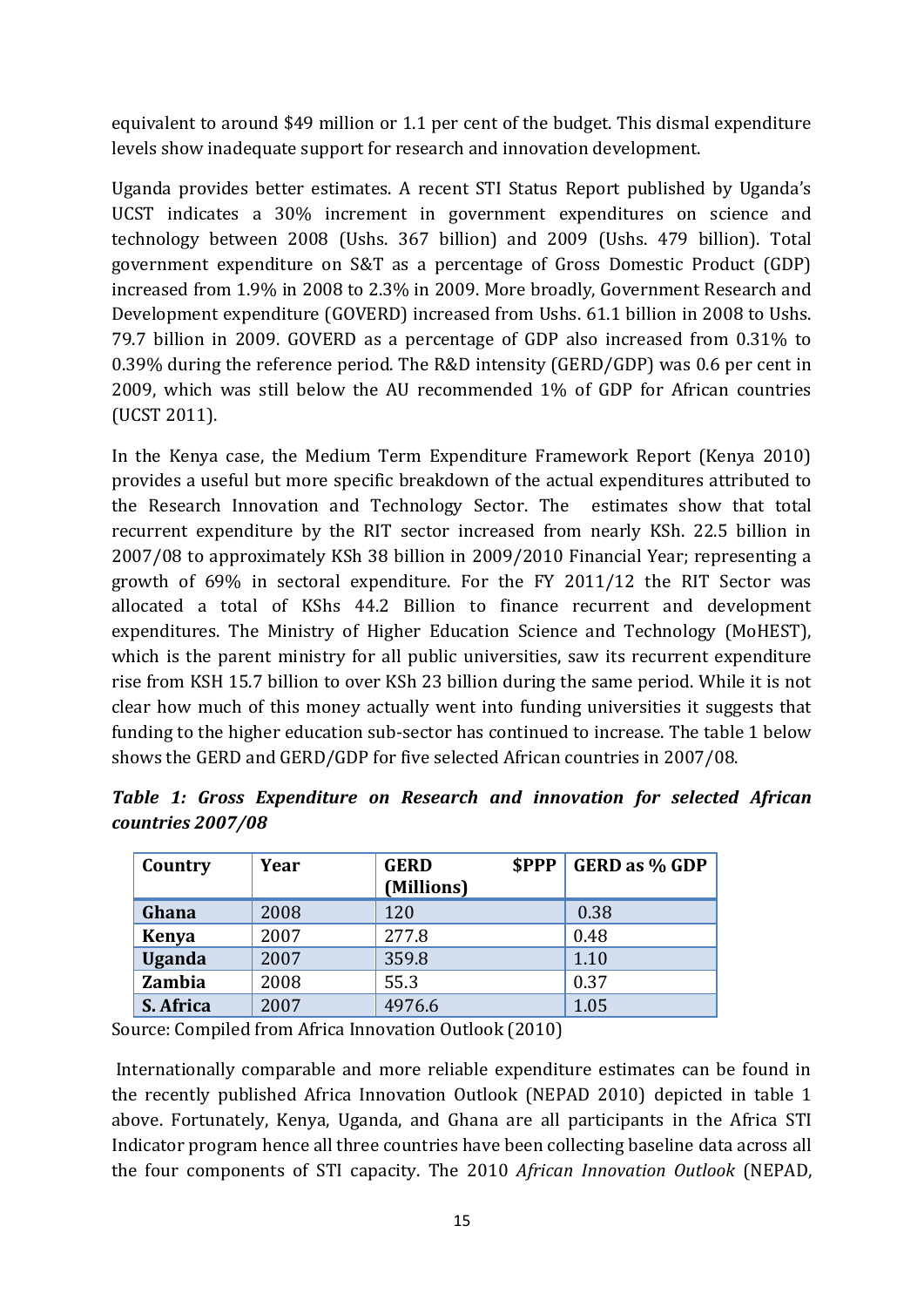equivalent to around $49 million or 1.1 per cent of the budget. This dismal expenditure levels show inadequate support for research and innovation development.

Uganda provides better estimates. A recent STI Status Report published by Uganda's UCST indicates a 30% increment in government expenditures on science and technology between 2008 (Ushs. 367 billion) and 2009 (Ushs. 479 billion). Total government expenditure on S&T as a percentage of Gross Domestic Product (GDP) increased from 1.9% in 2008 to 2.3% in 2009. More broadly, Government Research and Development expenditure (GOVERD) increased from Ushs. 61.1 billion in 2008 to Ushs. 79.7 billion in 2009. GOVERD as a percentage of GDP also increased from 0.31% to 0.39% during the reference period. The R&D intensity (GERD/GDP) was 0.6 per cent in 2009, which was still below the AU recommended 1% of GDP for African countries (UCST 2011).

In the Kenya case, the Medium Term Expenditure Framework Report (Kenya 2010) provides a useful but more specific breakdown of the actual expenditures attributed to the Research Innovation and Technology Sector. The estimates show that total recurrent expenditure by the RIT sector increased from nearly KSh. 22.5 billion in 2007/08 to approximately KSh 38 billion in 2009/2010 Financial Year; representing a growth of 69% in sectoral expenditure. For the FY 2011/12 the RIT Sector was allocated a total of KShs 44.2 Billion to finance recurrent and development expenditures. The Ministry of Higher Education Science and Technology (MoHEST), which is the parent ministry for all public universities, saw its recurrent expenditure rise from KSH 15.7 billion to over KSh 23 billion during the same period. While it is not clear how much of this money actually went into funding universities it suggests that funding to the higher education sub-sector has continued to increase. The table 1 below shows the GERD and GERD/GDP for five selected African countries in 2007/08.

***Table 1: Gross Expenditure on Research and innovation for selected African countries 2007/08***

| Country | Year | GERD $PPP (Millions) | GERD as % GDP |
|---|---|---|---|
| **Ghana** | 2008 | 120 | 0.38 |
| **Kenya** | 2007 | 277.8 | 0.48 |
| **Uganda** | 2007 | 359.8 | 1.10 |
| **Zambia** | 2008 | 55.3 | 0.37 |
| **S. Africa** | 2007 | 4976.6 | 1.05 |

Source: Compiled from Africa Innovation Outlook (2010)

Internationally comparable and more reliable expenditure estimates can be found in the recently published Africa Innovation Outlook (NEPAD 2010) depicted in table 1 above. Fortunately, Kenya, Uganda, and Ghana are all participants in the Africa STI Indicator program hence all three countries have been collecting baseline data across all the four components of STI capacity. The 2010 *African Innovation Outlook* (NEPAD,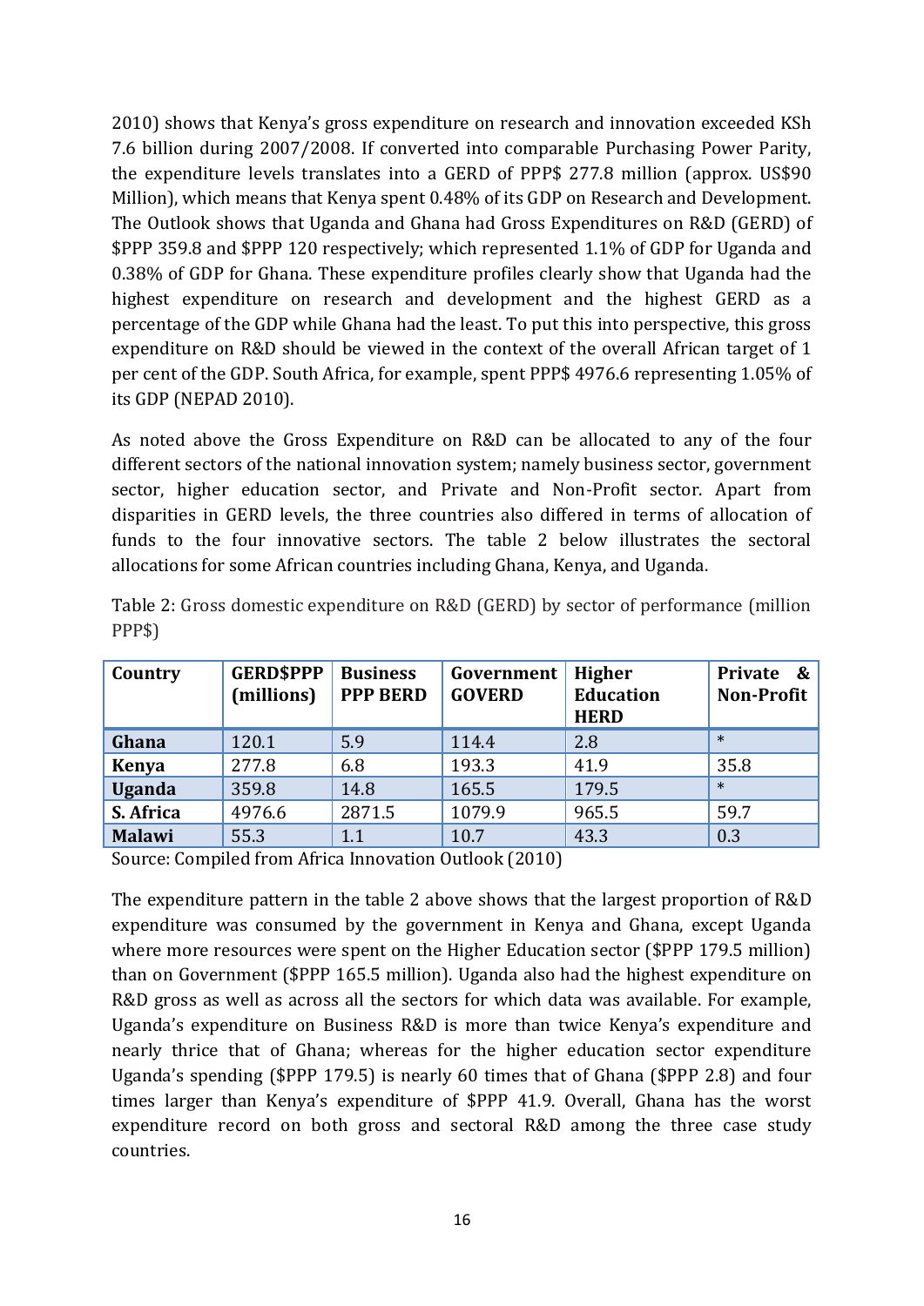2010) shows that Kenya's gross expenditure on research and innovation exceeded KSh 7.6 billion during 2007/2008. If converted into comparable Purchasing Power Parity, the expenditure levels translates into a GERD of PPP$ 277.8 million (approx. US$90 Million), which means that Kenya spent 0.48% of its GDP on Research and Development. The Outlook shows that Uganda and Ghana had Gross Expenditures on R&D (GERD) of $PPP 359.8 and $PPP 120 respectively; which represented 1.1% of GDP for Uganda and 0.38% of GDP for Ghana. These expenditure profiles clearly show that Uganda had the highest expenditure on research and development and the highest GERD as a percentage of the GDP while Ghana had the least. To put this into perspective, this gross expenditure on R&D should be viewed in the context of the overall African target of 1 per cent of the GDP. South Africa, for example, spent PPP$ 4976.6 representing 1.05% of its GDP (NEPAD 2010).

As noted above the Gross Expenditure on R&D can be allocated to any of the four different sectors of the national innovation system; namely business sector, government sector, higher education sector, and Private and Non-Profit sector. Apart from disparities in GERD levels, the three countries also differed in terms of allocation of funds to the four innovative sectors. The table 2 below illustrates the sectoral allocations for some African countries including Ghana, Kenya, and Uganda.

Table 2: Gross domestic expenditure on R&D (GERD) by sector of performance (million PPP$)

| Country | GERD$PPP (millions) | Business PPP BERD | Government GOVERD | Higher Education HERD | Private & Non-Profit |
|---|---|---|---|---|---|
| **Ghana** | 120.1 | 5.9 | 114.4 | 2.8 | * |
| **Kenya** | 277.8 | 6.8 | 193.3 | 41.9 | 35.8 |
| **Uganda** | 359.8 | 14.8 | 165.5 | 179.5 | * |
| **S. Africa** | 4976.6 | 2871.5 | 1079.9 | 965.5 | 59.7 |
| **Malawi** | 55.3 | 1.1 | 10.7 | 43.3 | 0.3 |

Source: Compiled from Africa Innovation Outlook (2010)

The expenditure pattern in the table 2 above shows that the largest proportion of R&D expenditure was consumed by the government in Kenya and Ghana, except Uganda where more resources were spent on the Higher Education sector ($PPP 179.5 million) than on Government ($PPP 165.5 million). Uganda also had the highest expenditure on R&D gross as well as across all the sectors for which data was available. For example, Uganda's expenditure on Business R&D is more than twice Kenya's expenditure and nearly thrice that of Ghana; whereas for the higher education sector expenditure Uganda's spending ($PPP 179.5) is nearly 60 times that of Ghana ($PPP 2.8) and four times larger than Kenya's expenditure of $PPP 41.9. Overall, Ghana has the worst expenditure record on both gross and sectoral R&D among the three case study countries.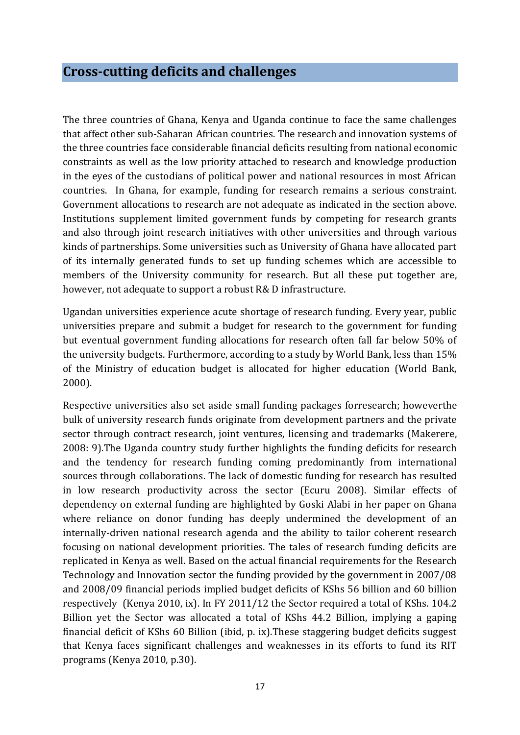## Cross-cutting deficits and challenges

The three countries of Ghana, Kenya and Uganda continue to face the same challenges that affect other sub-Saharan African countries. The research and innovation systems of the three countries face considerable financial deficits resulting from national economic constraints as well as the low priority attached to research and knowledge production in the eyes of the custodians of political power and national resources in most African countries. In Ghana, for example, funding for research remains a serious constraint. Government allocations to research are not adequate as indicated in the section above. Institutions supplement limited government funds by competing for research grants and also through joint research initiatives with other universities and through various kinds of partnerships. Some universities such as University of Ghana have allocated part of its internally generated funds to set up funding schemes which are accessible to members of the University community for research. But all these put together are, however, not adequate to support a robust R& D infrastructure.

Ugandan universities experience acute shortage of research funding. Every year, public universities prepare and submit a budget for research to the government for funding but eventual government funding allocations for research often fall far below 50% of the university budgets. Furthermore, according to a study by World Bank, less than 15% of the Ministry of education budget is allocated for higher education (World Bank, 2000).

Respective universities also set aside small funding packages forresearch; howeverthe bulk of university research funds originate from development partners and the private sector through contract research, joint ventures, licensing and trademarks (Makerere, 2008: 9).The Uganda country study further highlights the funding deficits for research and the tendency for research funding coming predominantly from international sources through collaborations. The lack of domestic funding for research has resulted in low research productivity across the sector (Ecuru 2008). Similar effects of dependency on external funding are highlighted by Goski Alabi in her paper on Ghana where reliance on donor funding has deeply undermined the development of an internally-driven national research agenda and the ability to tailor coherent research focusing on national development priorities. The tales of research funding deficits are replicated in Kenya as well. Based on the actual financial requirements for the Research Technology and Innovation sector the funding provided by the government in 2007/08 and 2008/09 financial periods implied budget deficits of KShs 56 billion and 60 billion respectively (Kenya 2010, ix). In FY 2011/12 the Sector required a total of KShs. 104.2 Billion yet the Sector was allocated a total of KShs 44.2 Billion, implying a gaping financial deficit of KShs 60 Billion (ibid, p. ix).These staggering budget deficits suggest that Kenya faces significant challenges and weaknesses in its efforts to fund its RIT programs (Kenya 2010, p.30).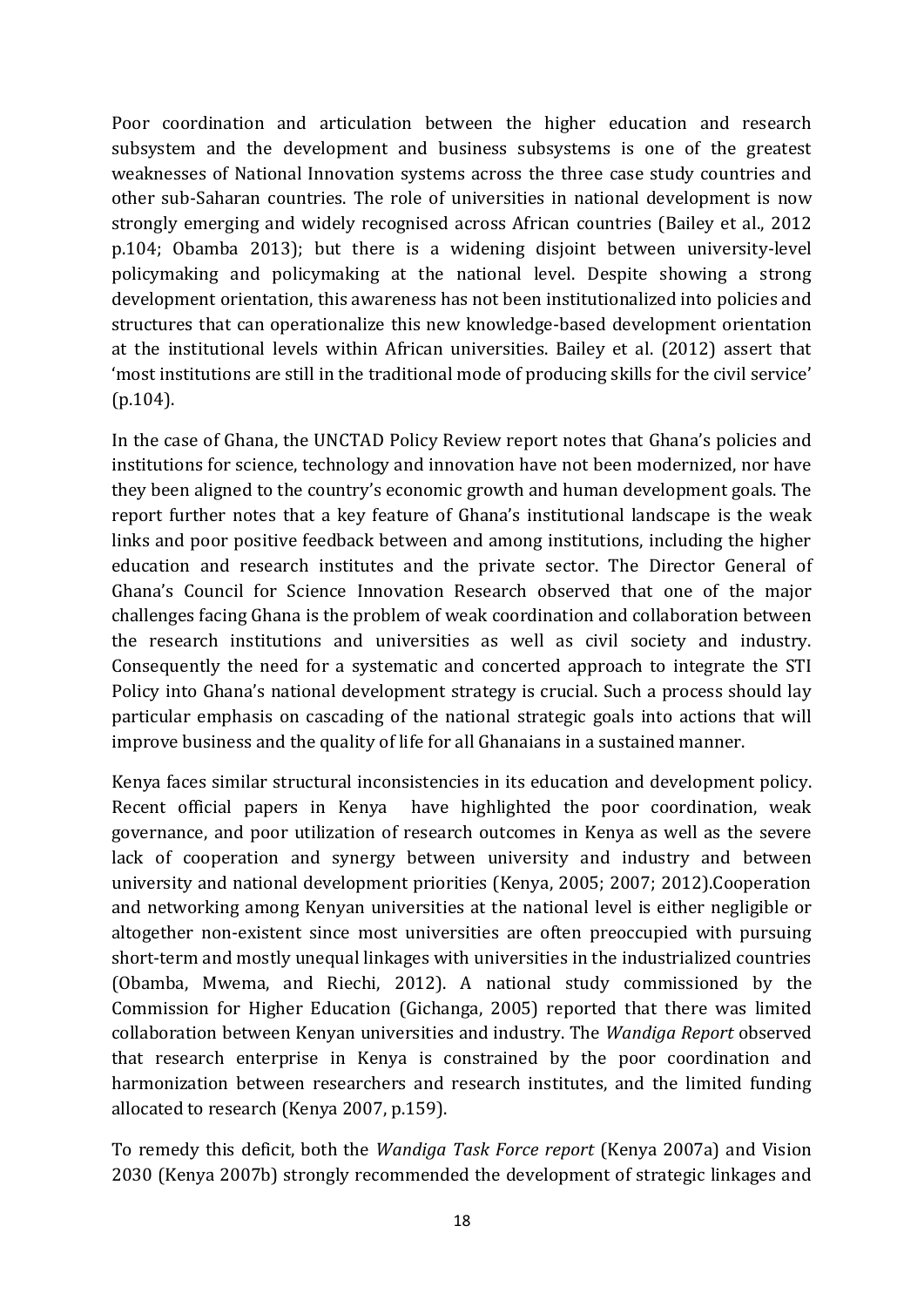Poor coordination and articulation between the higher education and research subsystem and the development and business subsystems is one of the greatest weaknesses of National Innovation systems across the three case study countries and other sub-Saharan countries. The role of universities in national development is now strongly emerging and widely recognised across African countries (Bailey et al., 2012 p.104; Obamba 2013); but there is a widening disjoint between university-level policymaking and policymaking at the national level. Despite showing a strong development orientation, this awareness has not been institutionalized into policies and structures that can operationalize this new knowledge-based development orientation at the institutional levels within African universities. Bailey et al. (2012) assert that 'most institutions are still in the traditional mode of producing skills for the civil service' (p.104).

In the case of Ghana, the UNCTAD Policy Review report notes that Ghana's policies and institutions for science, technology and innovation have not been modernized, nor have they been aligned to the country's economic growth and human development goals. The report further notes that a key feature of Ghana's institutional landscape is the weak links and poor positive feedback between and among institutions, including the higher education and research institutes and the private sector. The Director General of Ghana's Council for Science Innovation Research observed that one of the major challenges facing Ghana is the problem of weak coordination and collaboration between the research institutions and universities as well as civil society and industry. Consequently the need for a systematic and concerted approach to integrate the STI Policy into Ghana's national development strategy is crucial. Such a process should lay particular emphasis on cascading of the national strategic goals into actions that will improve business and the quality of life for all Ghanaians in a sustained manner.

Kenya faces similar structural inconsistencies in its education and development policy. Recent official papers in Kenya have highlighted the poor coordination, weak governance, and poor utilization of research outcomes in Kenya as well as the severe lack of cooperation and synergy between university and industry and between university and national development priorities (Kenya, 2005; 2007; 2012).Cooperation and networking among Kenyan universities at the national level is either negligible or altogether non-existent since most universities are often preoccupied with pursuing short-term and mostly unequal linkages with universities in the industrialized countries (Obamba, Mwema, and Riechi, 2012). A national study commissioned by the Commission for Higher Education (Gichanga, 2005) reported that there was limited collaboration between Kenyan universities and industry. The *Wandiga Report* observed that research enterprise in Kenya is constrained by the poor coordination and harmonization between researchers and research institutes, and the limited funding allocated to research (Kenya 2007, p.159).

To remedy this deficit, both the *Wandiga Task Force report* (Kenya 2007a) and Vision 2030 (Kenya 2007b) strongly recommended the development of strategic linkages and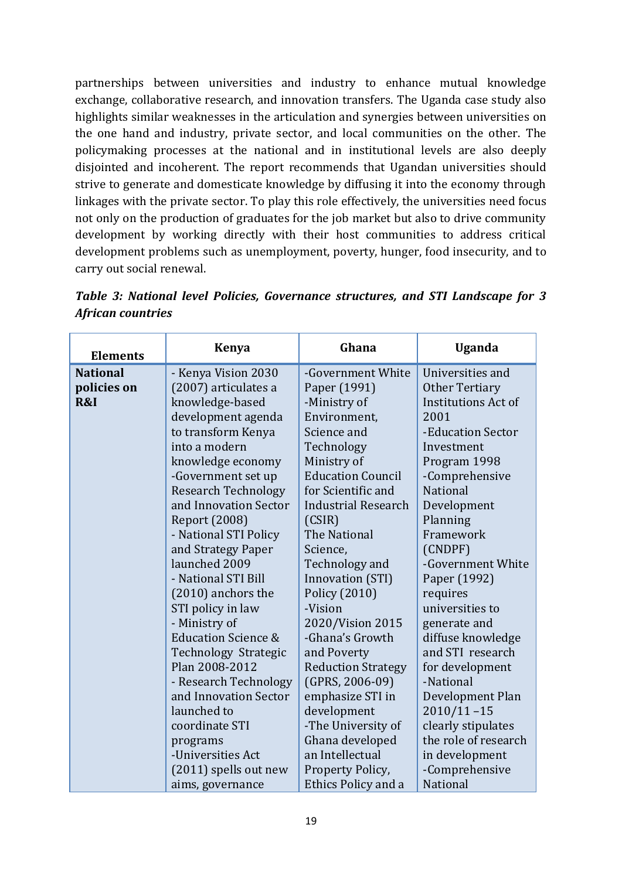partnerships between universities and industry to enhance mutual knowledge exchange, collaborative research, and innovation transfers. The Uganda case study also highlights similar weaknesses in the articulation and synergies between universities on the one hand and industry, private sector, and local communities on the other. The policymaking processes at the national and in institutional levels are also deeply disjointed and incoherent. The report recommends that Ugandan universities should strive to generate and domesticate knowledge by diffusing it into the economy through linkages with the private sector. To play this role effectively, the universities need focus not only on the production of graduates for the job market but also to drive community development by working directly with their host communities to address critical development problems such as unemployment, poverty, hunger, food insecurity, and to carry out social renewal.

***Table 3: National level Policies, Governance structures, and STI Landscape for 3 African countries***

| Elements | Kenya | Ghana | Uganda |
|---|---|---|---|
| **National policies on R&I** | - Kenya Vision 2030 (2007) articulates a knowledge-based development agenda to transform Kenya into a modern knowledge economy<br>-Government set up Research Technology and Innovation Sector Report (2008)<br>- National STI Policy and Strategy Paper launched 2009<br>- National STI Bill (2010) anchors the STI policy in law<br>- Ministry of Education Science & Technology Strategic Plan 2008-2012<br>- Research Technology and Innovation Sector launched to coordinate STI programs<br>-Universities Act (2011) spells out new aims, governance | -Government White Paper (1991)<br>-Ministry of Environment, Science and Technology Ministry of Education Council for Scientific and Industrial Research (CSIR)<br>The National Science, Technology and Innovation (STI) Policy (2010)<br>-Vision 2020/Vision 2015<br>-Ghana's Growth and Poverty Reduction Strategy (GPRS, 2006-09) emphasize STI in development<br>-The University of Ghana developed an Intellectual Property Policy, Ethics Policy and a | Universities and Other Tertiary Institutions Act of 2001<br>-Education Sector Investment Program 1998<br>-Comprehensive National Development Planning Framework (CNDPF)<br>-Government White Paper (1992) requires universities to generate and diffuse knowledge and STI research for development<br>-National Development Plan 2010/11 –15 clearly stipulates the role of research in development<br>-Comprehensive National |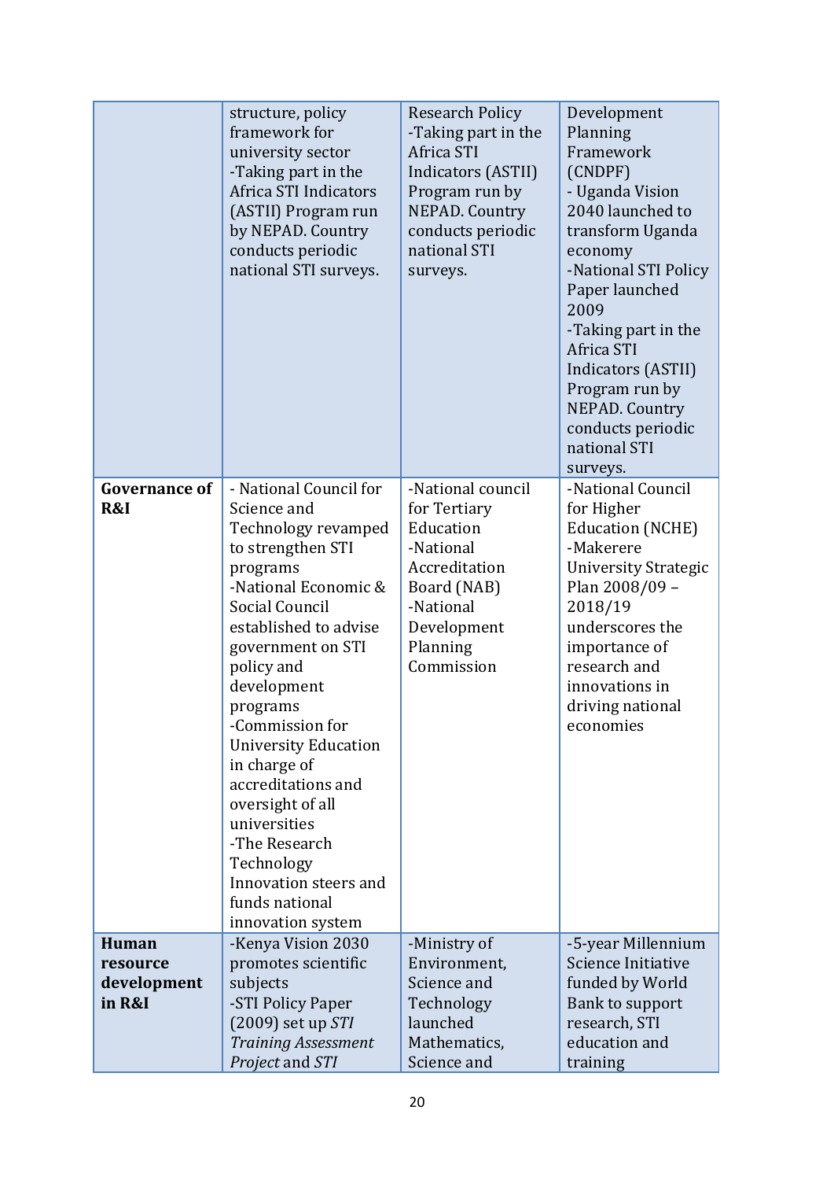| | | | |
|---|---|---|---|
| | structure, policy framework for university sector<br>-Taking part in the Africa STI Indicators (ASTII) Program run by NEPAD. Country conducts periodic national STI surveys. | Research Policy<br>-Taking part in the Africa STI Indicators (ASTII) Program run by NEPAD. Country conducts periodic national STI surveys. | Development Planning Framework (CNDPF)<br>- Uganda Vision 2040 launched to transform Uganda economy<br>-National STI Policy Paper launched 2009<br>-Taking part in the Africa STI Indicators (ASTII) Program run by NEPAD. Country conducts periodic national STI surveys. |
| **Governance of R&I** | - National Council for Science and Technology revamped to strengthen STI programs<br>-National Economic & Social Council established to advise government on STI policy and development programs<br>-Commission for University Education in charge of accreditations and oversight of all universities<br>-The Research Technology Innovation steers and funds national innovation system | -National council for Tertiary Education<br>-National Accreditation Board (NAB)<br>-National Development Planning Commission | -National Council for Higher Education (NCHE)<br>-Makerere University Strategic Plan 2008/09 – 2018/19 underscores the importance of research and innovations in driving national economies |
| **Human resource development in R&I** | -Kenya Vision 2030 promotes scientific subjects<br>-STI Policy Paper (2009) set up *STI Training Assessment Project* and *STI* | -Ministry of Environment, Science and Technology launched Mathematics, Science and | -5-year Millennium Science Initiative funded by World Bank to support research, STI education and training |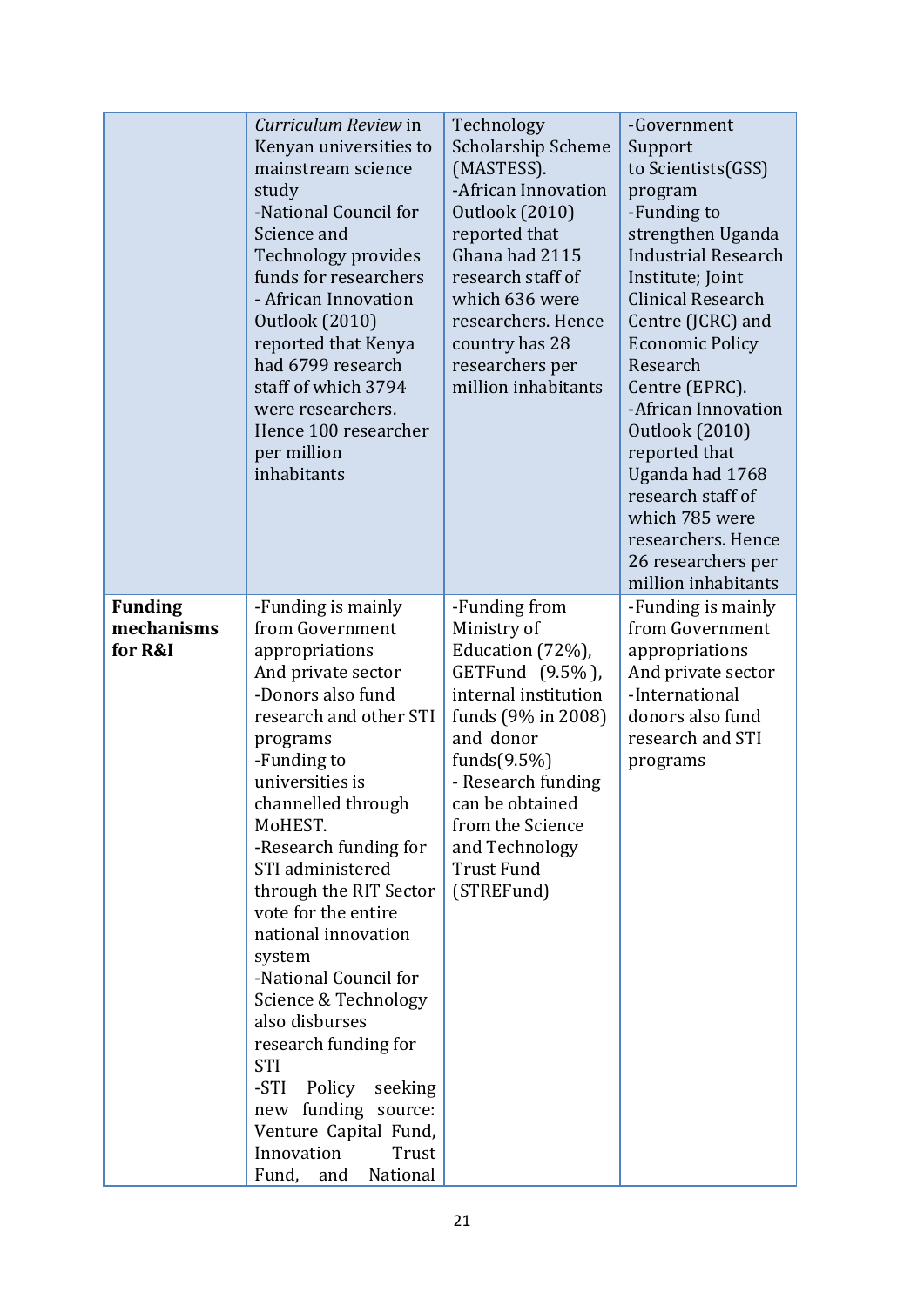| | | | |
|---|---|---|---|
| | *Curriculum Review* in Kenyan universities to mainstream science study<br>-National Council for Science and Technology provides funds for researchers<br>- African Innovation Outlook (2010) reported that Kenya had 6799 research staff of which 3794 were researchers. Hence 100 researcher per million inhabitants | Technology Scholarship Scheme (MASTESS).<br>-African Innovation Outlook (2010) reported that Ghana had 2115 research staff of which 636 were researchers. Hence country has 28 researchers per million inhabitants | -Government Support to Scientists(GSS) program<br>-Funding to strengthen Uganda Industrial Research Institute; Joint Clinical Research Centre (JCRC) and Economic Policy Research Centre (EPRC).<br>-African Innovation Outlook (2010) reported that Uganda had 1768 research staff of which 785 were researchers. Hence 26 researchers per million inhabitants |
| **Funding mechanisms for R&I** | -Funding is mainly from Government appropriations And private sector<br>-Donors also fund research and other STI programs<br>-Funding to universities is channelled through MoHEST.<br>-Research funding for STI administered through the RIT Sector vote for the entire national innovation system<br>-National Council for Science & Technology also disburses research funding for STI<br>-STI Policy seeking new funding source: Venture Capital Fund, Innovation Trust Fund, and National | -Funding from Ministry of Education (72%), GETFund (9.5%), internal institution funds (9% in 2008) and donor funds(9.5%)<br>- Research funding can be obtained from the Science and Technology Trust Fund (STREFund) | -Funding is mainly from Government appropriations And private sector<br>-International donors also fund research and STI programs |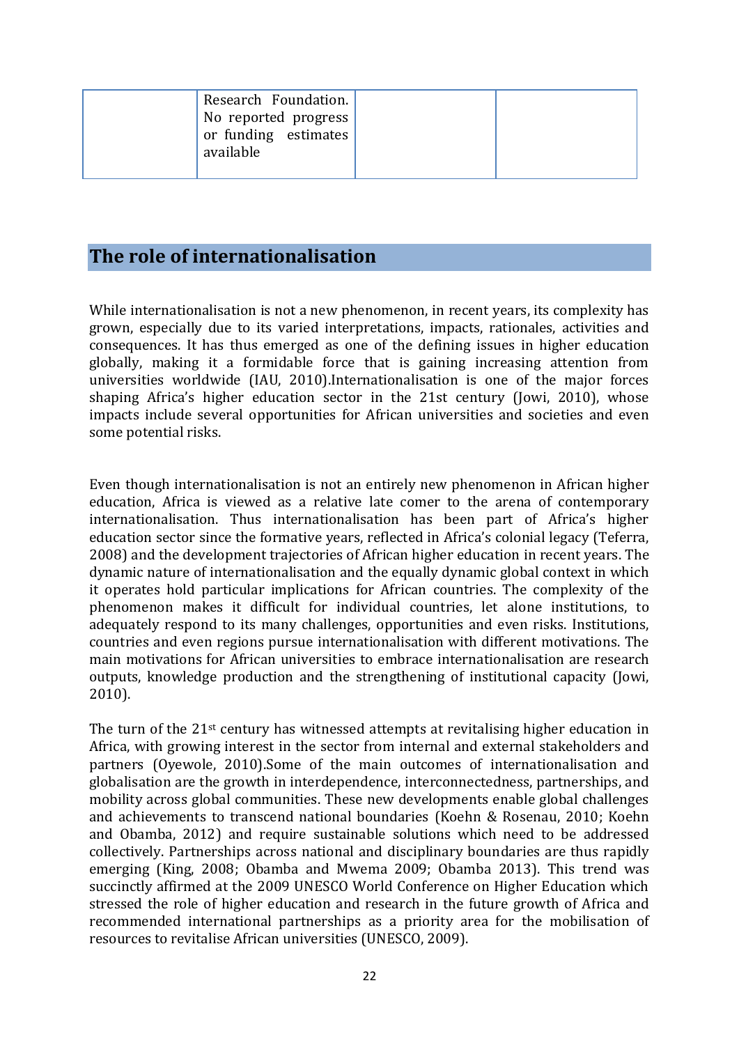| | Research Foundation. No reported progress or funding estimates available | | |
|---|---|---|---|

## The role of internationalisation

While internationalisation is not a new phenomenon, in recent years, its complexity has grown, especially due to its varied interpretations, impacts, rationales, activities and consequences. It has thus emerged as one of the defining issues in higher education globally, making it a formidable force that is gaining increasing attention from universities worldwide (IAU, 2010).Internationalisation is one of the major forces shaping Africa's higher education sector in the 21st century (Jowi, 2010), whose impacts include several opportunities for African universities and societies and even some potential risks.

Even though internationalisation is not an entirely new phenomenon in African higher education, Africa is viewed as a relative late comer to the arena of contemporary internationalisation. Thus internationalisation has been part of Africa's higher education sector since the formative years, reflected in Africa's colonial legacy (Teferra, 2008) and the development trajectories of African higher education in recent years. The dynamic nature of internationalisation and the equally dynamic global context in which it operates hold particular implications for African countries. The complexity of the phenomenon makes it difficult for individual countries, let alone institutions, to adequately respond to its many challenges, opportunities and even risks. Institutions, countries and even regions pursue internationalisation with different motivations. The main motivations for African universities to embrace internationalisation are research outputs, knowledge production and the strengthening of institutional capacity (Jowi, 2010).

The turn of the 21st century has witnessed attempts at revitalising higher education in Africa, with growing interest in the sector from internal and external stakeholders and partners (Oyewole, 2010).Some of the main outcomes of internationalisation and globalisation are the growth in interdependence, interconnectedness, partnerships, and mobility across global communities. These new developments enable global challenges and achievements to transcend national boundaries (Koehn & Rosenau, 2010; Koehn and Obamba, 2012) and require sustainable solutions which need to be addressed collectively. Partnerships across national and disciplinary boundaries are thus rapidly emerging (King, 2008; Obamba and Mwema 2009; Obamba 2013). This trend was succinctly affirmed at the 2009 UNESCO World Conference on Higher Education which stressed the role of higher education and research in the future growth of Africa and recommended international partnerships as a priority area for the mobilisation of resources to revitalise African universities (UNESCO, 2009).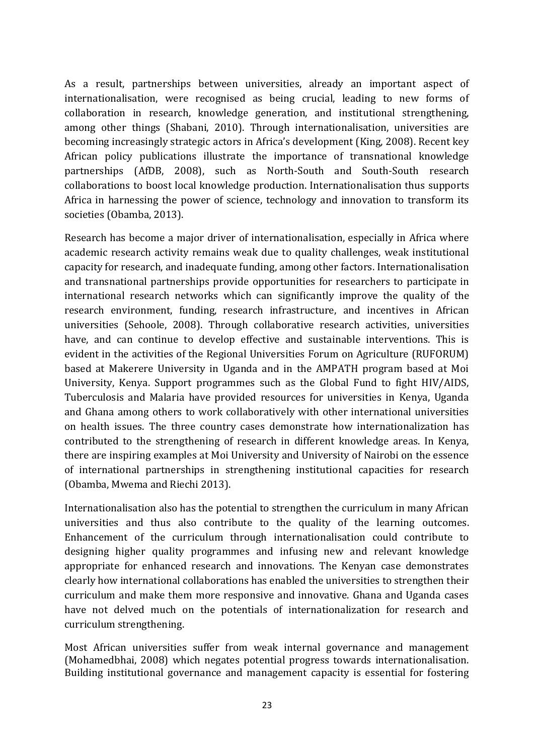As a result, partnerships between universities, already an important aspect of internationalisation, were recognised as being crucial, leading to new forms of collaboration in research, knowledge generation, and institutional strengthening, among other things (Shabani, 2010). Through internationalisation, universities are becoming increasingly strategic actors in Africa's development (King, 2008). Recent key African policy publications illustrate the importance of transnational knowledge partnerships (AfDB, 2008), such as North-South and South-South research collaborations to boost local knowledge production. Internationalisation thus supports Africa in harnessing the power of science, technology and innovation to transform its societies (Obamba, 2013).

Research has become a major driver of internationalisation, especially in Africa where academic research activity remains weak due to quality challenges, weak institutional capacity for research, and inadequate funding, among other factors. Internationalisation and transnational partnerships provide opportunities for researchers to participate in international research networks which can significantly improve the quality of the research environment, funding, research infrastructure, and incentives in African universities (Sehoole, 2008). Through collaborative research activities, universities have, and can continue to develop effective and sustainable interventions. This is evident in the activities of the Regional Universities Forum on Agriculture (RUFORUM) based at Makerere University in Uganda and in the AMPATH program based at Moi University, Kenya. Support programmes such as the Global Fund to fight HIV/AIDS, Tuberculosis and Malaria have provided resources for universities in Kenya, Uganda and Ghana among others to work collaboratively with other international universities on health issues. The three country cases demonstrate how internationalization has contributed to the strengthening of research in different knowledge areas. In Kenya, there are inspiring examples at Moi University and University of Nairobi on the essence of international partnerships in strengthening institutional capacities for research (Obamba, Mwema and Riechi 2013).

Internationalisation also has the potential to strengthen the curriculum in many African universities and thus also contribute to the quality of the learning outcomes. Enhancement of the curriculum through internationalisation could contribute to designing higher quality programmes and infusing new and relevant knowledge appropriate for enhanced research and innovations. The Kenyan case demonstrates clearly how international collaborations has enabled the universities to strengthen their curriculum and make them more responsive and innovative. Ghana and Uganda cases have not delved much on the potentials of internationalization for research and curriculum strengthening.

Most African universities suffer from weak internal governance and management (Mohamedbhai, 2008) which negates potential progress towards internationalisation. Building institutional governance and management capacity is essential for fostering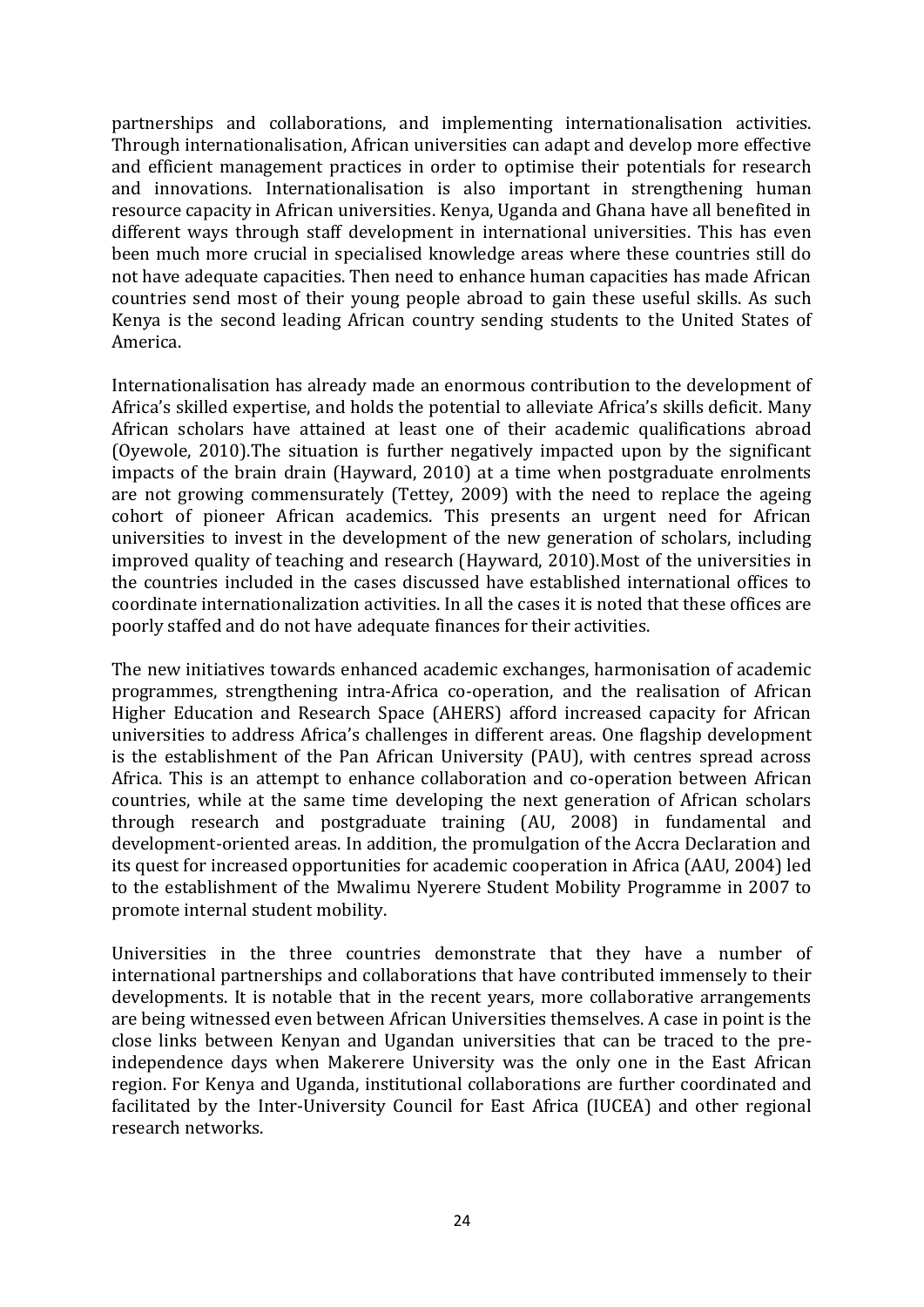partnerships and collaborations, and implementing internationalisation activities. Through internationalisation, African universities can adapt and develop more effective and efficient management practices in order to optimise their potentials for research and innovations. Internationalisation is also important in strengthening human resource capacity in African universities. Kenya, Uganda and Ghana have all benefited in different ways through staff development in international universities. This has even been much more crucial in specialised knowledge areas where these countries still do not have adequate capacities. Then need to enhance human capacities has made African countries send most of their young people abroad to gain these useful skills. As such Kenya is the second leading African country sending students to the United States of America.

Internationalisation has already made an enormous contribution to the development of Africa's skilled expertise, and holds the potential to alleviate Africa's skills deficit. Many African scholars have attained at least one of their academic qualifications abroad (Oyewole, 2010).The situation is further negatively impacted upon by the significant impacts of the brain drain (Hayward, 2010) at a time when postgraduate enrolments are not growing commensurately (Tettey, 2009) with the need to replace the ageing cohort of pioneer African academics. This presents an urgent need for African universities to invest in the development of the new generation of scholars, including improved quality of teaching and research (Hayward, 2010).Most of the universities in the countries included in the cases discussed have established international offices to coordinate internationalization activities. In all the cases it is noted that these offices are poorly staffed and do not have adequate finances for their activities.

The new initiatives towards enhanced academic exchanges, harmonisation of academic programmes, strengthening intra-Africa co-operation, and the realisation of African Higher Education and Research Space (AHERS) afford increased capacity for African universities to address Africa's challenges in different areas. One flagship development is the establishment of the Pan African University (PAU), with centres spread across Africa. This is an attempt to enhance collaboration and co-operation between African countries, while at the same time developing the next generation of African scholars through research and postgraduate training (AU, 2008) in fundamental and development-oriented areas. In addition, the promulgation of the Accra Declaration and its quest for increased opportunities for academic cooperation in Africa (AAU, 2004) led to the establishment of the Mwalimu Nyerere Student Mobility Programme in 2007 to promote internal student mobility.

Universities in the three countries demonstrate that they have a number of international partnerships and collaborations that have contributed immensely to their developments. It is notable that in the recent years, more collaborative arrangements are being witnessed even between African Universities themselves. A case in point is the close links between Kenyan and Ugandan universities that can be traced to the pre-independence days when Makerere University was the only one in the East African region. For Kenya and Uganda, institutional collaborations are further coordinated and facilitated by the Inter-University Council for East Africa (IUCEA) and other regional research networks.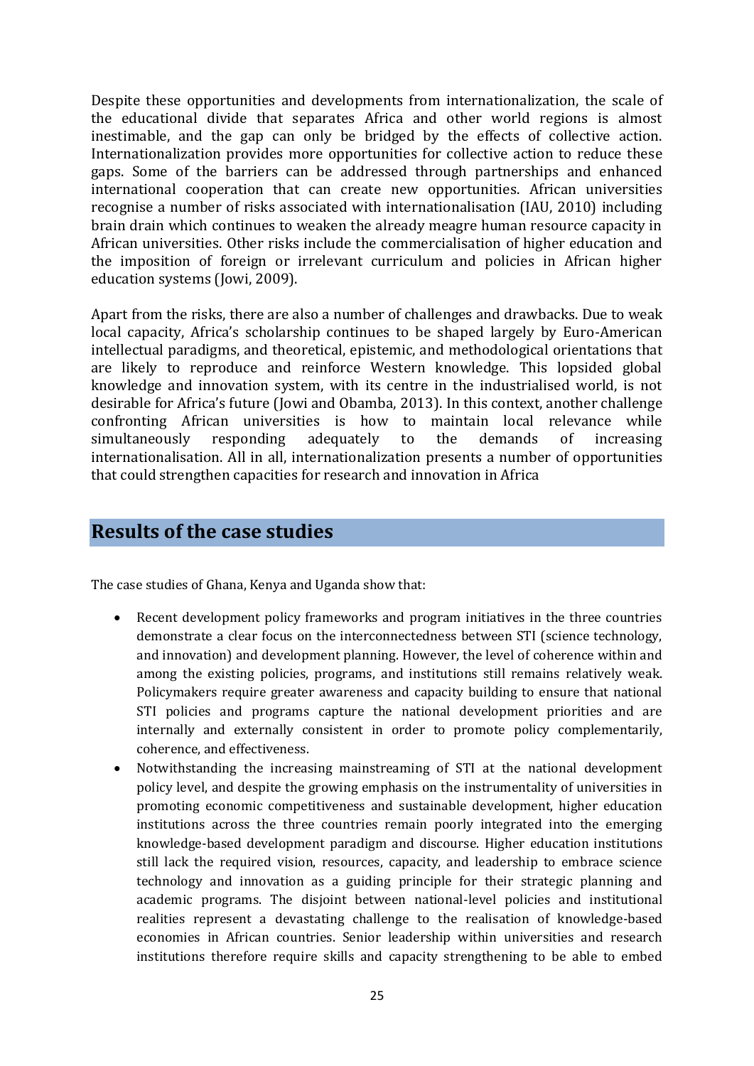Despite these opportunities and developments from internationalization, the scale of the educational divide that separates Africa and other world regions is almost inestimable, and the gap can only be bridged by the effects of collective action. Internationalization provides more opportunities for collective action to reduce these gaps. Some of the barriers can be addressed through partnerships and enhanced international cooperation that can create new opportunities. African universities recognise a number of risks associated with internationalisation (IAU, 2010) including brain drain which continues to weaken the already meagre human resource capacity in African universities. Other risks include the commercialisation of higher education and the imposition of foreign or irrelevant curriculum and policies in African higher education systems (Jowi, 2009).

Apart from the risks, there are also a number of challenges and drawbacks. Due to weak local capacity, Africa's scholarship continues to be shaped largely by Euro-American intellectual paradigms, and theoretical, epistemic, and methodological orientations that are likely to reproduce and reinforce Western knowledge. This lopsided global knowledge and innovation system, with its centre in the industrialised world, is not desirable for Africa's future (Jowi and Obamba, 2013). In this context, another challenge confronting African universities is how to maintain local relevance while simultaneously responding adequately to the demands of increasing internationalisation. All in all, internationalization presents a number of opportunities that could strengthen capacities for research and innovation in Africa

## Results of the case studies

The case studies of Ghana, Kenya and Uganda show that:

- Recent development policy frameworks and program initiatives in the three countries demonstrate a clear focus on the interconnectedness between STI (science technology, and innovation) and development planning. However, the level of coherence within and among the existing policies, programs, and institutions still remains relatively weak. Policymakers require greater awareness and capacity building to ensure that national STI policies and programs capture the national development priorities and are internally and externally consistent in order to promote policy complementarily, coherence, and effectiveness.
- Notwithstanding the increasing mainstreaming of STI at the national development policy level, and despite the growing emphasis on the instrumentality of universities in promoting economic competitiveness and sustainable development, higher education institutions across the three countries remain poorly integrated into the emerging knowledge-based development paradigm and discourse. Higher education institutions still lack the required vision, resources, capacity, and leadership to embrace science technology and innovation as a guiding principle for their strategic planning and academic programs. The disjoint between national-level policies and institutional realities represent a devastating challenge to the realisation of knowledge-based economies in African countries. Senior leadership within universities and research institutions therefore require skills and capacity strengthening to be able to embed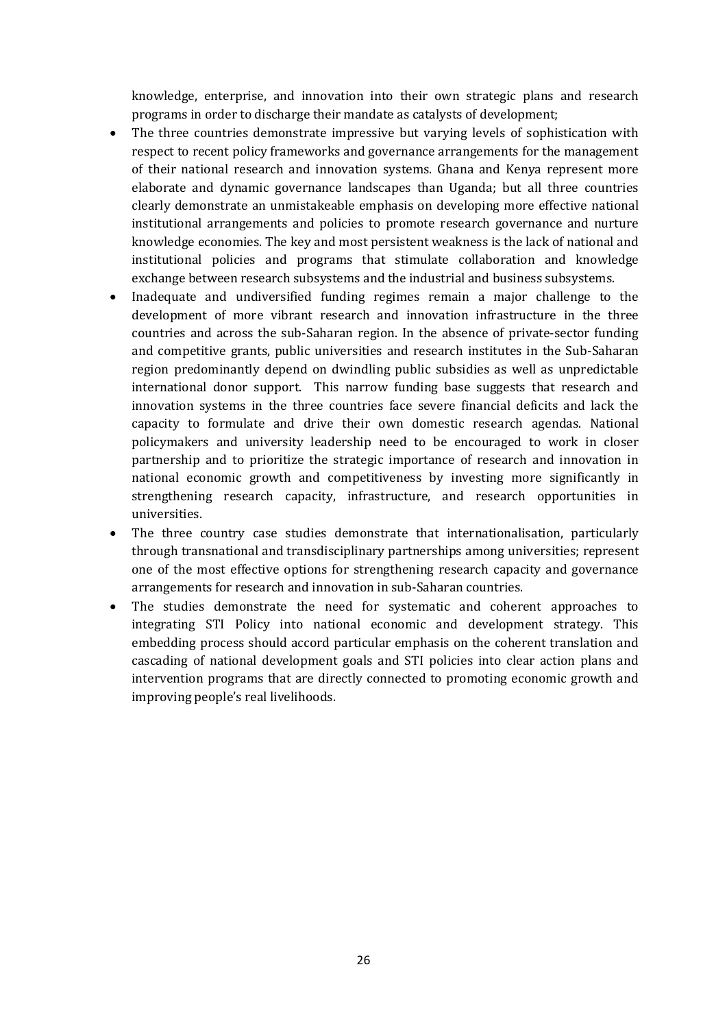knowledge, enterprise, and innovation into their own strategic plans and research programs in order to discharge their mandate as catalysts of development;

- The three countries demonstrate impressive but varying levels of sophistication with respect to recent policy frameworks and governance arrangements for the management of their national research and innovation systems. Ghana and Kenya represent more elaborate and dynamic governance landscapes than Uganda; but all three countries clearly demonstrate an unmistakeable emphasis on developing more effective national institutional arrangements and policies to promote research governance and nurture knowledge economies. The key and most persistent weakness is the lack of national and institutional policies and programs that stimulate collaboration and knowledge exchange between research subsystems and the industrial and business subsystems.
- Inadequate and undiversified funding regimes remain a major challenge to the development of more vibrant research and innovation infrastructure in the three countries and across the sub-Saharan region. In the absence of private-sector funding and competitive grants, public universities and research institutes in the Sub-Saharan region predominantly depend on dwindling public subsidies as well as unpredictable international donor support. This narrow funding base suggests that research and innovation systems in the three countries face severe financial deficits and lack the capacity to formulate and drive their own domestic research agendas. National policymakers and university leadership need to be encouraged to work in closer partnership and to prioritize the strategic importance of research and innovation in national economic growth and competitiveness by investing more significantly in strengthening research capacity, infrastructure, and research opportunities in universities.
- The three country case studies demonstrate that internationalisation, particularly through transnational and transdisciplinary partnerships among universities; represent one of the most effective options for strengthening research capacity and governance arrangements for research and innovation in sub-Saharan countries.
- The studies demonstrate the need for systematic and coherent approaches to integrating STI Policy into national economic and development strategy. This embedding process should accord particular emphasis on the coherent translation and cascading of national development goals and STI policies into clear action plans and intervention programs that are directly connected to promoting economic growth and improving people's real livelihoods.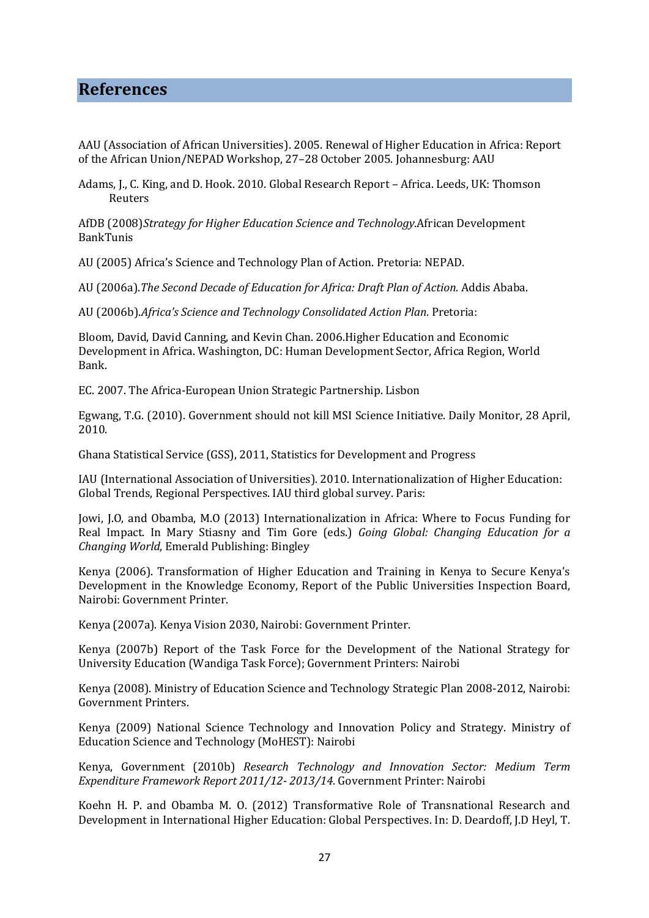# References

AAU (Association of African Universities). 2005. Renewal of Higher Education in Africa: Report of the African Union/NEPAD Workshop, 27–28 October 2005. Johannesburg: AAU

Adams, J., C. King, and D. Hook. 2010. Global Research Report – Africa. Leeds, UK: Thomson Reuters

AfDB (2008)*Strategy for Higher Education Science and Technology*.African Development BankTunis

AU (2005) Africa's Science and Technology Plan of Action. Pretoria: NEPAD.

AU (2006a).*The Second Decade of Education for Africa: Draft Plan of Action.* Addis Ababa.

AU (2006b).*Africa's Science and Technology Consolidated Action Plan.* Pretoria:

Bloom, David, David Canning, and Kevin Chan. 2006.Higher Education and Economic Development in Africa. Washington, DC: Human Development Sector, Africa Region, World Bank.

EC. 2007. The Africa-European Union Strategic Partnership. Lisbon

Egwang, T.G. (2010). Government should not kill MSI Science Initiative. Daily Monitor, 28 April, 2010.

Ghana Statistical Service (GSS), 2011, Statistics for Development and Progress

IAU (International Association of Universities). 2010. Internationalization of Higher Education: Global Trends, Regional Perspectives. IAU third global survey. Paris:

Jowi, J.O, and Obamba, M.O (2013) Internationalization in Africa: Where to Focus Funding for Real Impact. In Mary Stiasny and Tim Gore (eds.) *Going Global: Changing Education for a Changing World*, Emerald Publishing: Bingley

Kenya (2006). Transformation of Higher Education and Training in Kenya to Secure Kenya's Development in the Knowledge Economy, Report of the Public Universities Inspection Board, Nairobi: Government Printer.

Kenya (2007a). Kenya Vision 2030, Nairobi: Government Printer.

Kenya (2007b) Report of the Task Force for the Development of the National Strategy for University Education (Wandiga Task Force); Government Printers: Nairobi

Kenya (2008). Ministry of Education Science and Technology Strategic Plan 2008-2012, Nairobi: Government Printers.

Kenya (2009) National Science Technology and Innovation Policy and Strategy. Ministry of Education Science and Technology (MoHEST): Nairobi

Kenya, Government (2010b) *Research Technology and Innovation Sector: Medium Term Expenditure Framework Report 2011/12- 2013/14.* Government Printer: Nairobi

Koehn H. P. and Obamba M. O. (2012) Transformative Role of Transnational Research and Development in International Higher Education: Global Perspectives. In: D. Deardoff, J.D Heyl, T.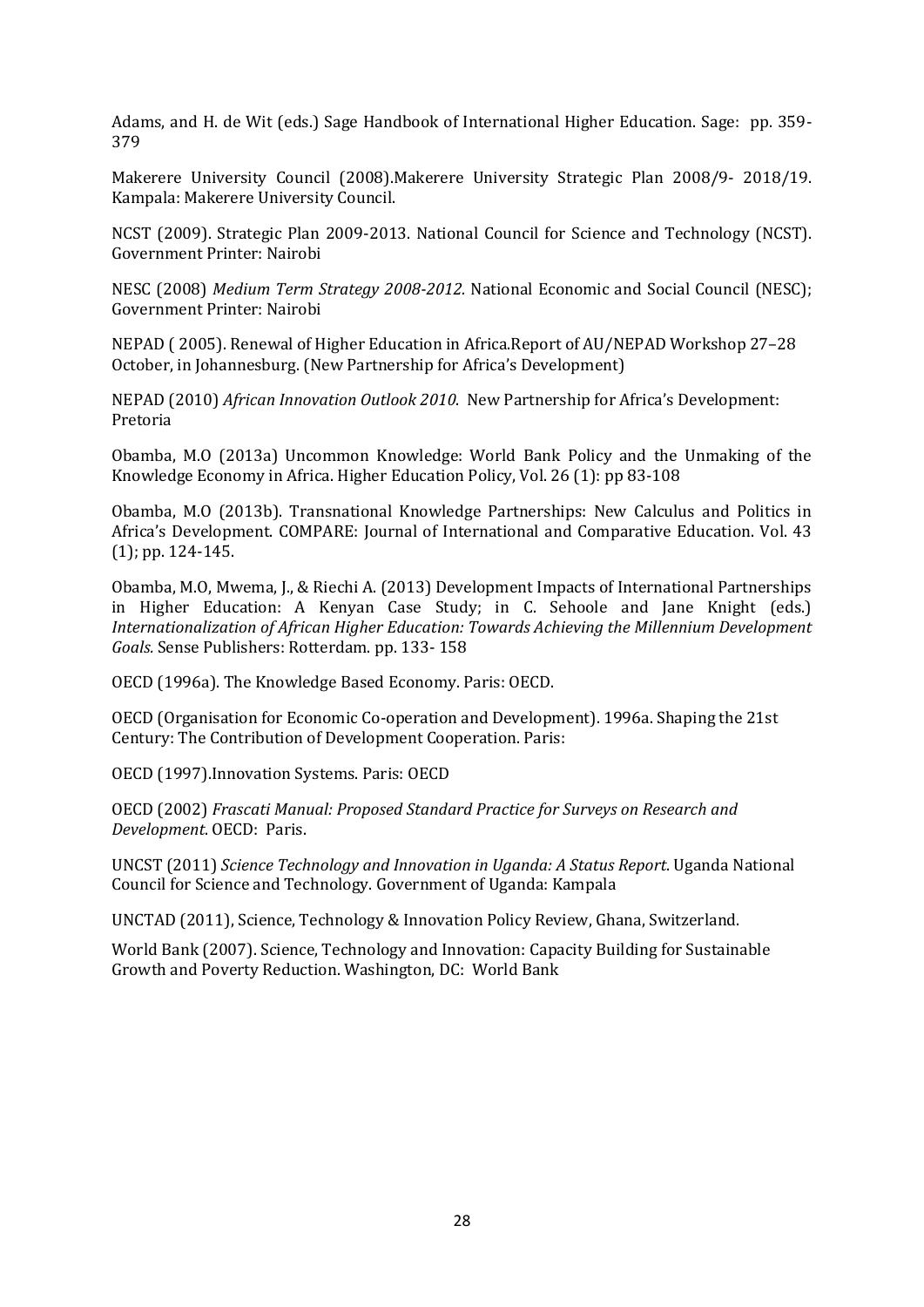Adams, and H. de Wit (eds.) Sage Handbook of International Higher Education. Sage: pp. 359-379

Makerere University Council (2008).Makerere University Strategic Plan 2008/9- 2018/19. Kampala: Makerere University Council.

NCST (2009). Strategic Plan 2009-2013. National Council for Science and Technology (NCST). Government Printer: Nairobi

NESC (2008) *Medium Term Strategy 2008-2012.* National Economic and Social Council (NESC); Government Printer: Nairobi

NEPAD ( 2005). Renewal of Higher Education in Africa.Report of AU/NEPAD Workshop 27–28 October, in Johannesburg. (New Partnership for Africa's Development)

NEPAD (2010) *African Innovation Outlook 2010*. New Partnership for Africa's Development: Pretoria

Obamba, M.O (2013a) Uncommon Knowledge: World Bank Policy and the Unmaking of the Knowledge Economy in Africa. Higher Education Policy, Vol. 26 (1): pp 83-108

Obamba, M.O (2013b). Transnational Knowledge Partnerships: New Calculus and Politics in Africa's Development. COMPARE: Journal of International and Comparative Education. Vol. 43 (1); pp. 124-145.

Obamba, M.O, Mwema, J., & Riechi A. (2013) Development Impacts of International Partnerships in Higher Education: A Kenyan Case Study; in C. Sehoole and Jane Knight (eds.) *Internationalization of African Higher Education: Towards Achieving the Millennium Development Goals.* Sense Publishers: Rotterdam. pp. 133- 158

OECD (1996a). The Knowledge Based Economy. Paris: OECD.

OECD (Organisation for Economic Co-operation and Development). 1996a. Shaping the 21st Century: The Contribution of Development Cooperation. Paris:

OECD (1997).Innovation Systems. Paris: OECD

OECD (2002) *Frascati Manual: Proposed Standard Practice for Surveys on Research and Development*. OECD: Paris.

UNCST (2011) *Science Technology and Innovation in Uganda: A Status Report*. Uganda National Council for Science and Technology. Government of Uganda: Kampala

UNCTAD (2011), Science, Technology & Innovation Policy Review, Ghana, Switzerland.

World Bank (2007). Science, Technology and Innovation: Capacity Building for Sustainable Growth and Poverty Reduction. Washington, DC: World Bank